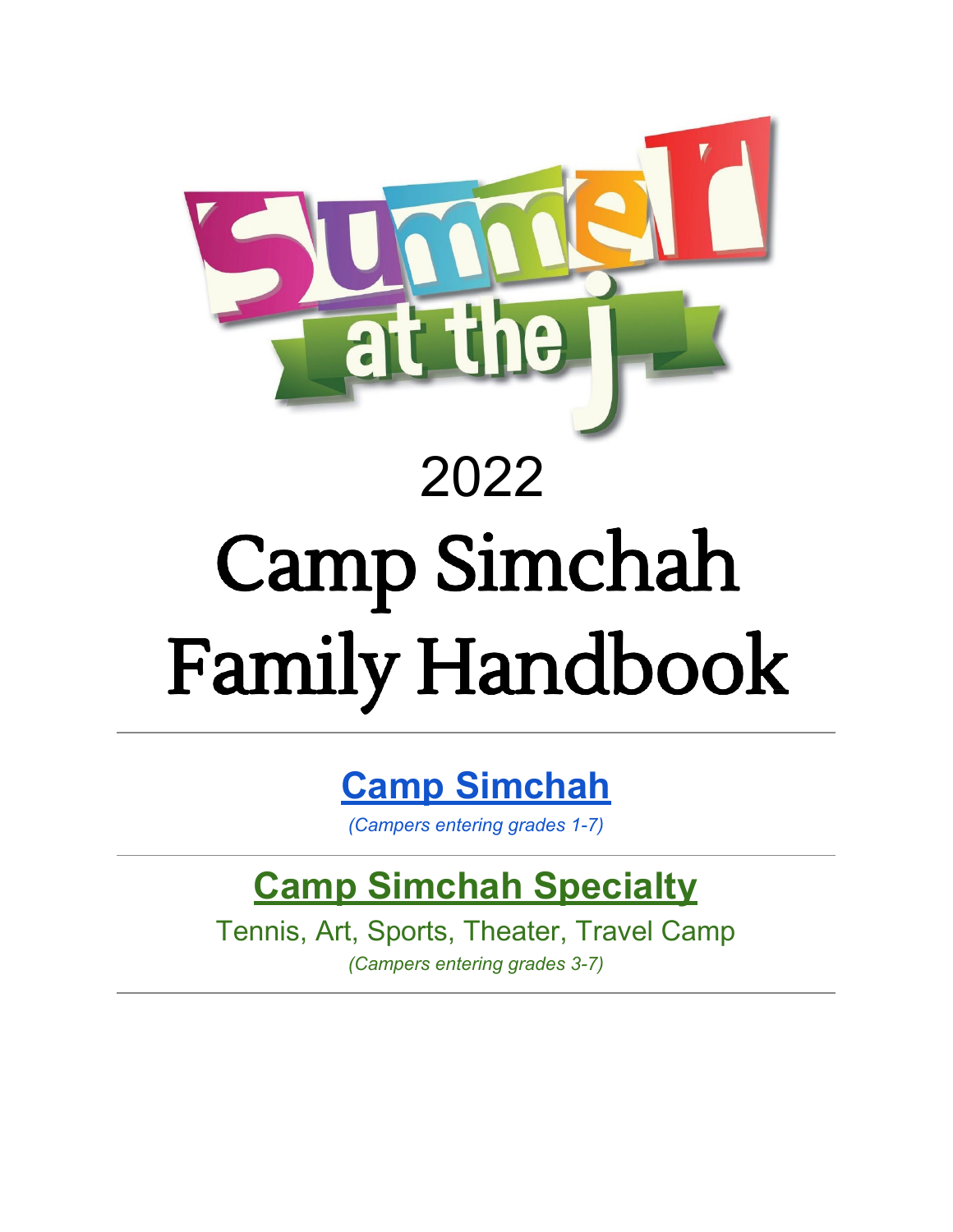Summer at the j

2022

# Camp Simchah Family Handbook

---

## Camp Simchah

*(Campers entering grades 1-7)*

---

## Camp Simchah Specialty

Tennis, Art, Sports, Theater, Travel Camp

*(Campers entering grades 3-7)*

---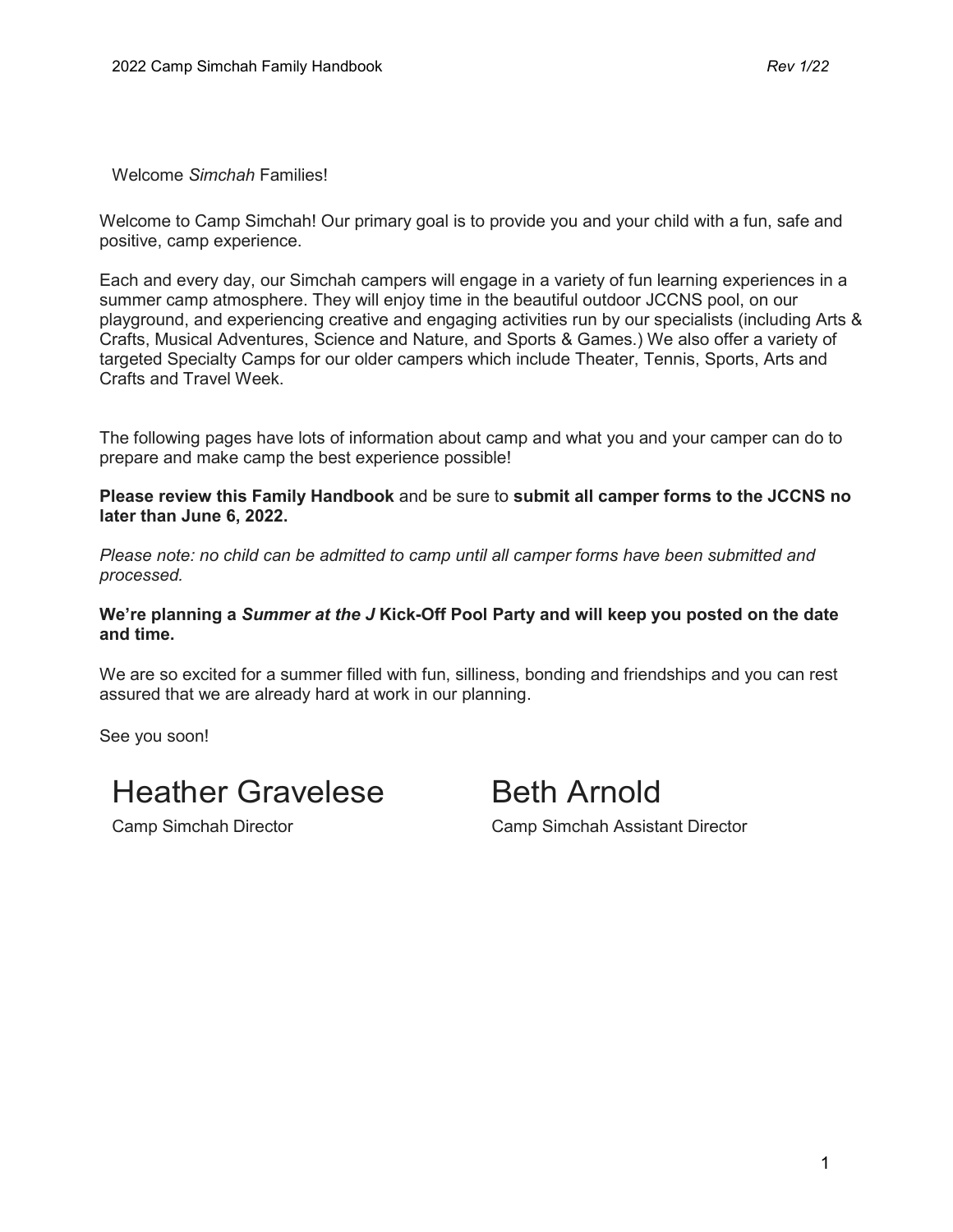Welcome *Simchah* Families!

Welcome to Camp Simchah! Our primary goal is to provide you and your child with a fun, safe and positive, camp experience.

Each and every day, our Simchah campers will engage in a variety of fun learning experiences in a summer camp atmosphere. They will enjoy time in the beautiful outdoor JCCNS pool, on our playground, and experiencing creative and engaging activities run by our specialists (including Arts & Crafts, Musical Adventures, Science and Nature, and Sports & Games.) We also offer a variety of targeted Specialty Camps for our older campers which include Theater, Tennis, Sports, Arts and Crafts and Travel Week.

The following pages have lots of information about camp and what you and your camper can do to prepare and make camp the best experience possible!

**Please review this Family Handbook** and be sure to **submit all camper forms to the JCCNS no later than June 6, 2022.**

*Please note: no child can be admitted to camp until all camper forms have been submitted and processed.*

**We're planning a *Summer at the J* Kick-Off Pool Party and will keep you posted on the date and time.**

We are so excited for a summer filled with fun, silliness, bonding and friendships and you can rest assured that we are already hard at work in our planning.

See you soon!

Heather Gravelese
Camp Simchah Director

Beth Arnold
Camp Simchah Assistant Director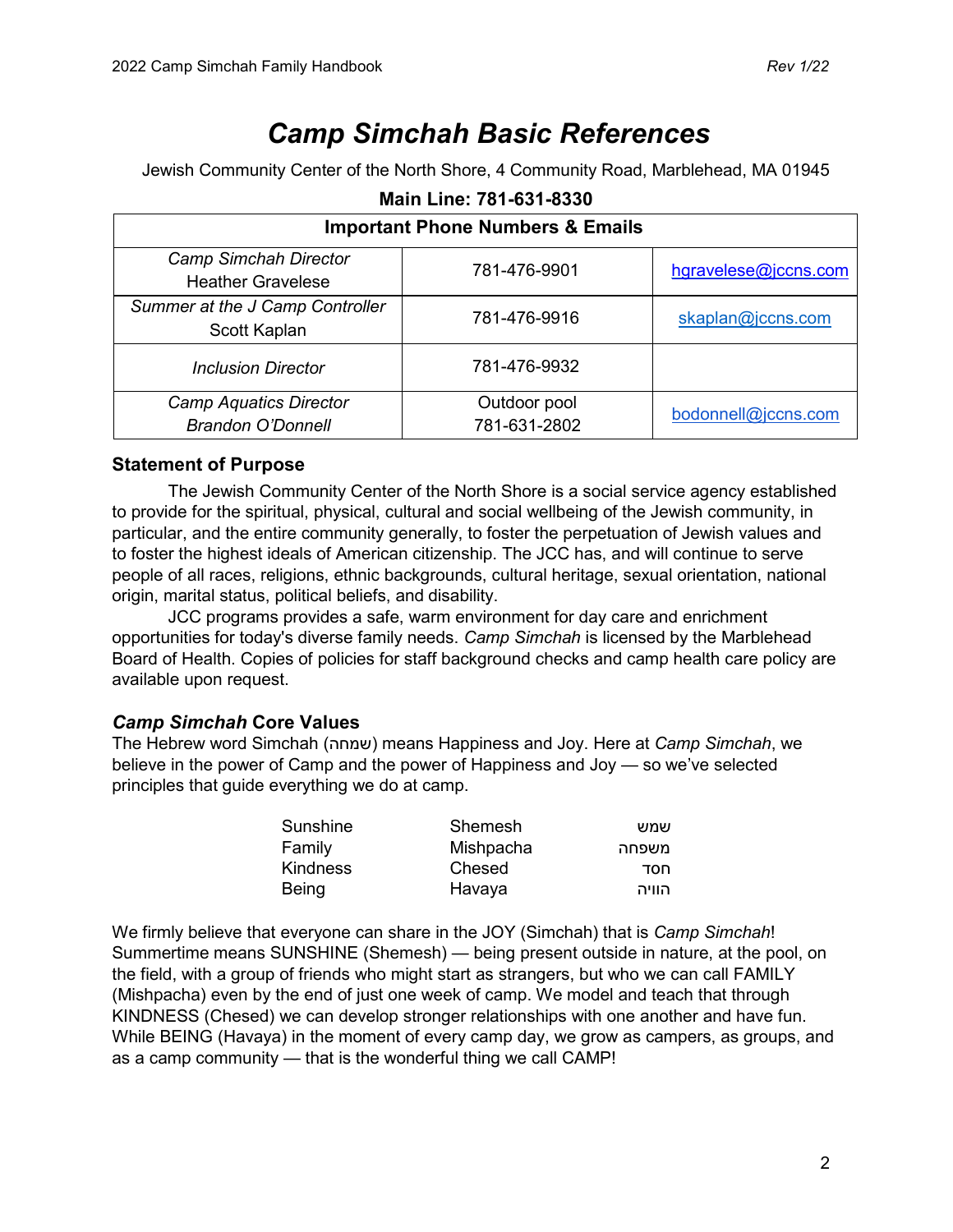# *Camp Simchah Basic References*

Jewish Community Center of the North Shore, 4 Community Road, Marblehead, MA 01945

**Main Line: 781-631-8330**

| **Important Phone Numbers & Emails** | | |
|---|---|---|
| *Camp Simchah Director* Heather Gravelese | 781-476-9901 | hgravelese@jccns.com |
| *Summer at the J Camp Controller* Scott Kaplan | 781-476-9916 | skaplan@jccns.com |
| *Inclusion Director* | 781-476-9932 | |
| *Camp Aquatics Director Brandon O'Donnell* | Outdoor pool 781-631-2802 | bodonnell@jccns.com |

### Statement of Purpose

The Jewish Community Center of the North Shore is a social service agency established to provide for the spiritual, physical, cultural and social wellbeing of the Jewish community, in particular, and the entire community generally, to foster the perpetuation of Jewish values and to foster the highest ideals of American citizenship. The JCC has, and will continue to serve people of all races, religions, ethnic backgrounds, cultural heritage, sexual orientation, national origin, marital status, political beliefs, and disability.

JCC programs provides a safe, warm environment for day care and enrichment opportunities for today's diverse family needs. *Camp Simchah* is licensed by the Marblehead Board of Health. Copies of policies for staff background checks and camp health care policy are available upon request.

### *Camp Simchah* Core Values

The Hebrew word Simchah (שמחה) means Happiness and Joy. Here at *Camp Simchah*, we believe in the power of Camp and the power of Happiness and Joy — so we've selected principles that guide everything we do at camp.

| | | |
|---|---|---|
| Sunshine | Shemesh | שמש |
| Family | Mishpacha | משפחה |
| Kindness | Chesed | חסד |
| Being | Havaya | הוויה |

We firmly believe that everyone can share in the JOY (Simchah) that is *Camp Simchah*! Summertime means SUNSHINE (Shemesh) — being present outside in nature, at the pool, on the field, with a group of friends who might start as strangers, but who we can call FAMILY (Mishpacha) even by the end of just one week of camp. We model and teach that through KINDNESS (Chesed) we can develop stronger relationships with one another and have fun. While BEING (Havaya) in the moment of every camp day, we grow as campers, as groups, and as a camp community — that is the wonderful thing we call CAMP!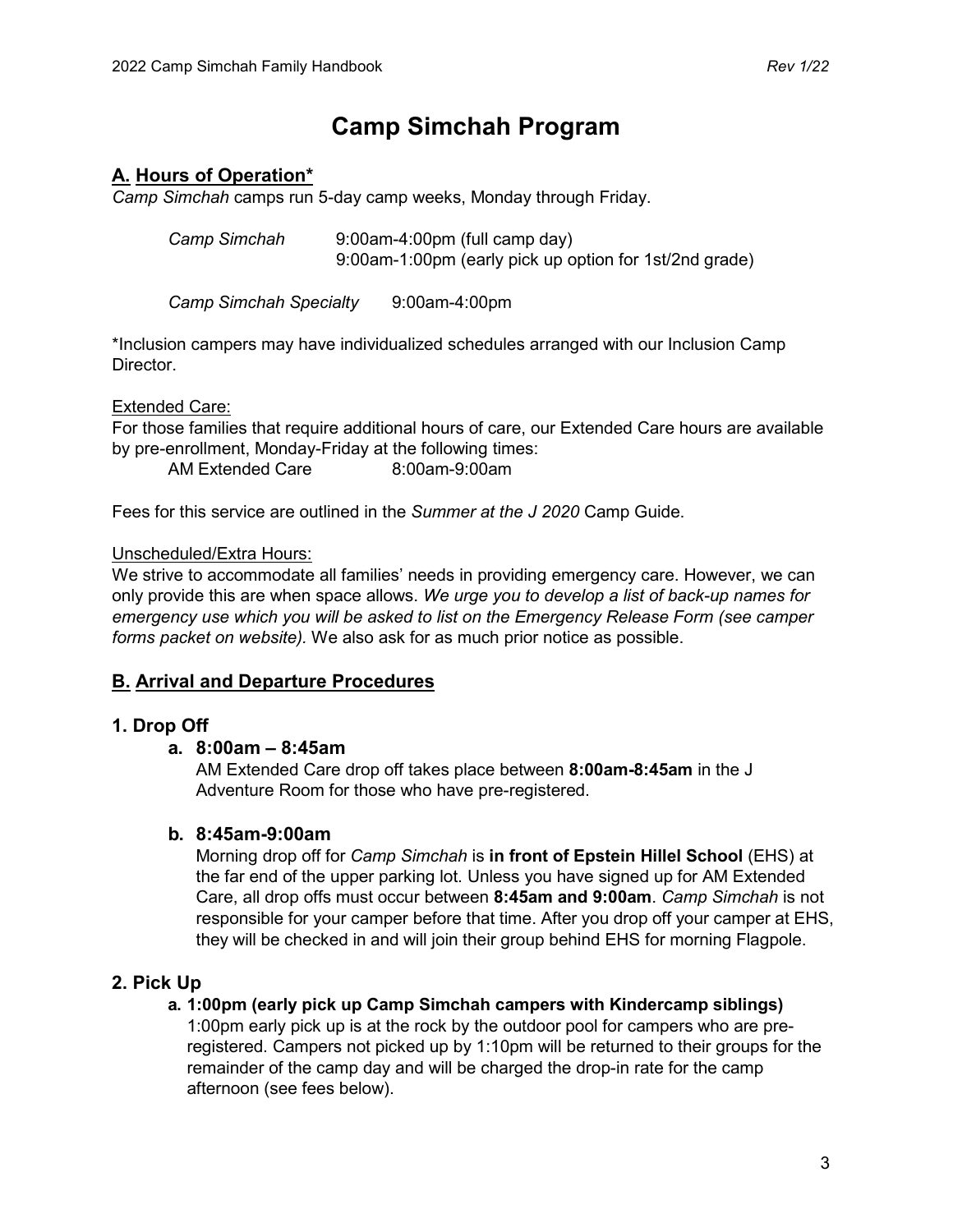# Camp Simchah Program

## A. Hours of Operation*

*Camp Simchah* camps run 5-day camp weeks, Monday through Friday.

| | |
|---|---|
| *Camp Simchah* | 9:00am-4:00pm (full camp day)<br>9:00am-1:00pm (early pick up option for 1st/2nd grade) |
| *Camp Simchah Specialty* | 9:00am-4:00pm |

*Inclusion campers may have individualized schedules arranged with our Inclusion Camp Director.

Extended Care:

For those families that require additional hours of care, our Extended Care hours are available by pre-enrollment, Monday-Friday at the following times:

AM Extended Care 8:00am-9:00am

Fees for this service are outlined in the *Summer at the J 2020* Camp Guide.

Unscheduled/Extra Hours:

We strive to accommodate all families' needs in providing emergency care. However, we can only provide this are when space allows. *We urge you to develop a list of back-up names for emergency use which you will be asked to list on the Emergency Release Form (see camper forms packet on website).* We also ask for as much prior notice as possible.

## B. Arrival and Departure Procedures

### 1. Drop Off

#### a. 8:00am – 8:45am

AM Extended Care drop off takes place between **8:00am-8:45am** in the J Adventure Room for those who have pre-registered.

#### b. 8:45am-9:00am

Morning drop off for *Camp Simchah* is **in front of Epstein Hillel School** (EHS) at the far end of the upper parking lot. Unless you have signed up for AM Extended Care, all drop offs must occur between **8:45am and 9:00am**. *Camp Simchah* is not responsible for your camper before that time. After you drop off your camper at EHS, they will be checked in and will join their group behind EHS for morning Flagpole.

### 2. Pick Up

#### a. 1:00pm (early pick up Camp Simchah campers with Kindercamp siblings)

1:00pm early pick up is at the rock by the outdoor pool for campers who are pre-registered. Campers not picked up by 1:10pm will be returned to their groups for the remainder of the camp day and will be charged the drop-in rate for the camp afternoon (see fees below).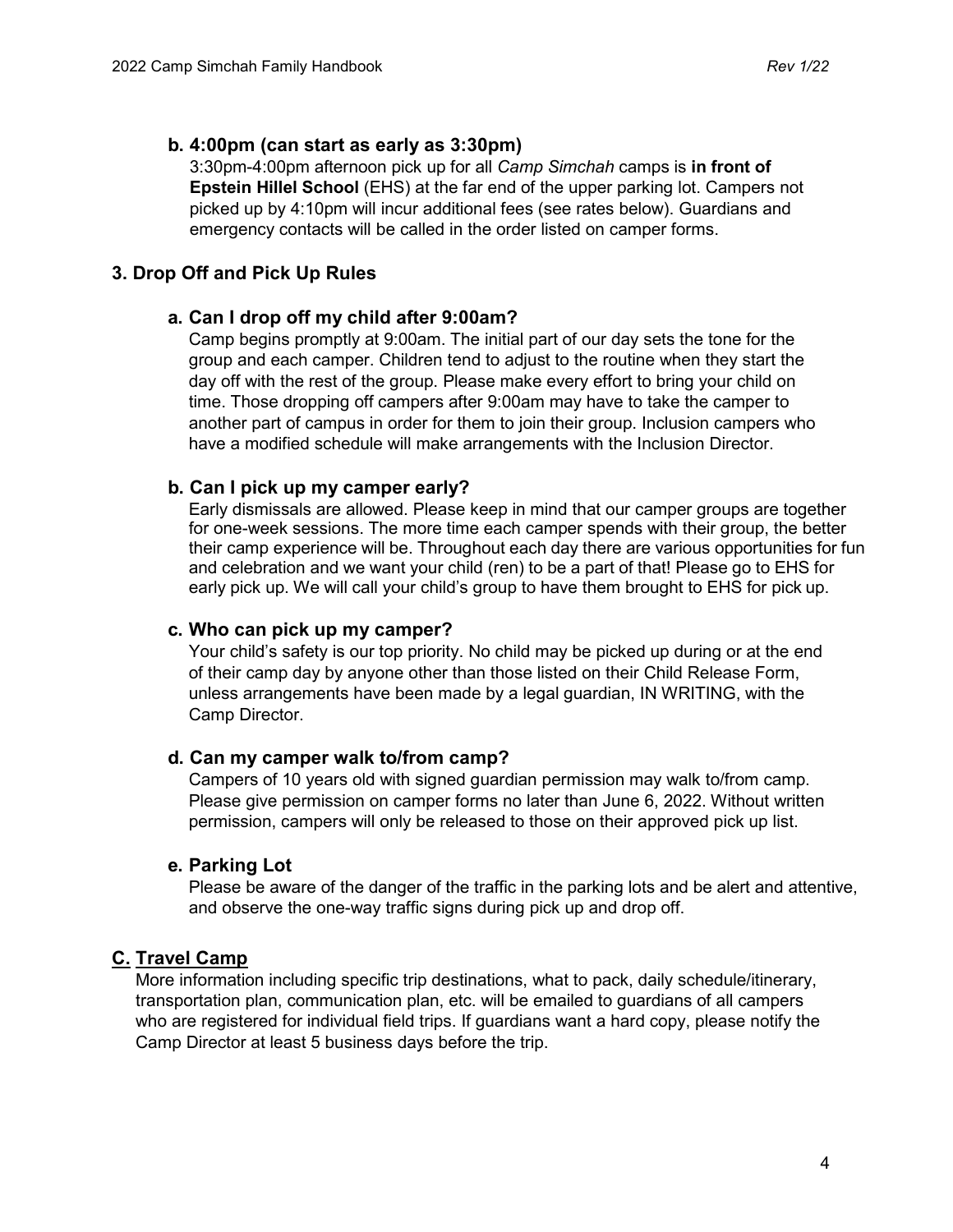### b. 4:00pm (can start as early as 3:30pm)

3:30pm-4:00pm afternoon pick up for all *Camp Simchah* camps is **in front of Epstein Hillel School** (EHS) at the far end of the upper parking lot. Campers not picked up by 4:10pm will incur additional fees (see rates below). Guardians and emergency contacts will be called in the order listed on camper forms.

## 3. Drop Off and Pick Up Rules

### a. Can I drop off my child after 9:00am?

Camp begins promptly at 9:00am. The initial part of our day sets the tone for the group and each camper. Children tend to adjust to the routine when they start the day off with the rest of the group. Please make every effort to bring your child on time. Those dropping off campers after 9:00am may have to take the camper to another part of campus in order for them to join their group. Inclusion campers who have a modified schedule will make arrangements with the Inclusion Director.

### b. Can I pick up my camper early?

Early dismissals are allowed. Please keep in mind that our camper groups are together for one-week sessions. The more time each camper spends with their group, the better their camp experience will be. Throughout each day there are various opportunities for fun and celebration and we want your child (ren) to be a part of that! Please go to EHS for early pick up. We will call your child's group to have them brought to EHS for pick up.

### c. Who can pick up my camper?

Your child's safety is our top priority. No child may be picked up during or at the end of their camp day by anyone other than those listed on their Child Release Form, unless arrangements have been made by a legal guardian, IN WRITING, with the Camp Director.

### d. Can my camper walk to/from camp?

Campers of 10 years old with signed guardian permission may walk to/from camp. Please give permission on camper forms no later than June 6, 2022. Without written permission, campers will only be released to those on their approved pick up list.

### e. Parking Lot

Please be aware of the danger of the traffic in the parking lots and be alert and attentive, and observe the one-way traffic signs during pick up and drop off.

## C. Travel Camp

More information including specific trip destinations, what to pack, daily schedule/itinerary, transportation plan, communication plan, etc. will be emailed to guardians of all campers who are registered for individual field trips. If guardians want a hard copy, please notify the Camp Director at least 5 business days before the trip.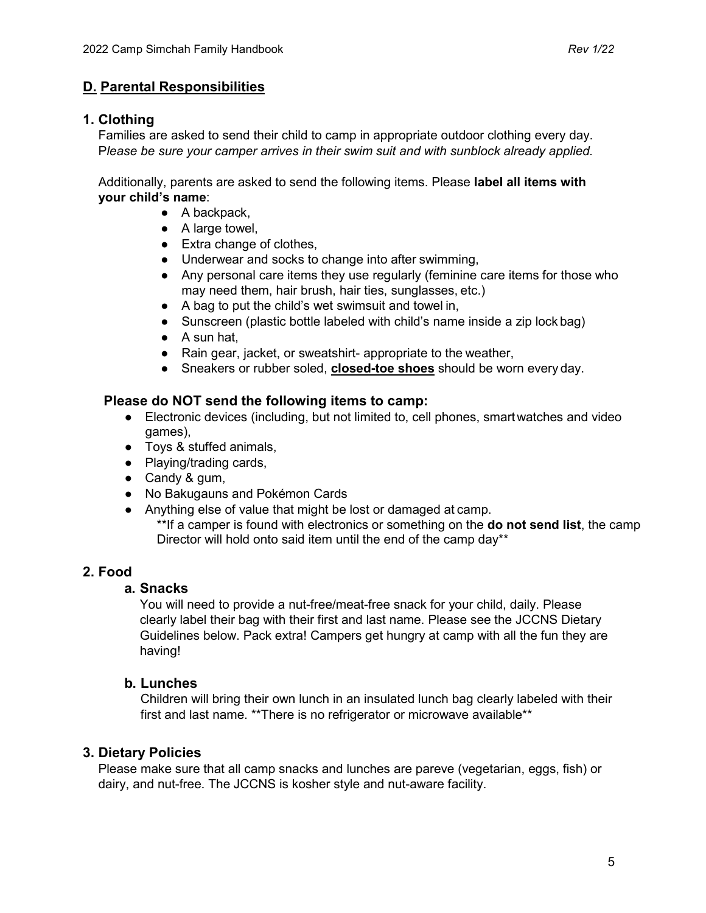## D. Parental Responsibilities

### 1. Clothing

Families are asked to send their child to camp in appropriate outdoor clothing every day. P*lease be sure your camper arrives in their swim suit and with sunblock already applied.*

Additionally, parents are asked to send the following items. Please **label all items with your child's name**:

- A backpack,
- A large towel,
- Extra change of clothes,
- Underwear and socks to change into after swimming,
- Any personal care items they use regularly (feminine care items for those who may need them, hair brush, hair ties, sunglasses, etc.)
- A bag to put the child's wet swimsuit and towel in,
- Sunscreen (plastic bottle labeled with child's name inside a zip lock bag)
- A sun hat,
- Rain gear, jacket, or sweatshirt- appropriate to the weather,
- Sneakers or rubber soled, **closed-toe shoes** should be worn every day.

**Please do NOT send the following items to camp:**

- Electronic devices (including, but not limited to, cell phones, smart watches and video games),
- Toys & stuffed animals,
- Playing/trading cards,
- Candy & gum,
- No Bakugauns and Pokémon Cards
- Anything else of value that might be lost or damaged at camp.
  **If a camper is found with electronics or something on the **do not send list**, the camp Director will hold onto said item until the end of the camp day**

### 2. Food

#### a. Snacks

You will need to provide a nut-free/meat-free snack for your child, daily. Please clearly label their bag with their first and last name. Please see the JCCNS Dietary Guidelines below. Pack extra! Campers get hungry at camp with all the fun they are having!

#### b. Lunches

Children will bring their own lunch in an insulated lunch bag clearly labeled with their first and last name. **There is no refrigerator or microwave available**

### 3. Dietary Policies

Please make sure that all camp snacks and lunches are pareve (vegetarian, eggs, fish) or dairy, and nut-free. The JCCNS is kosher style and nut-aware facility.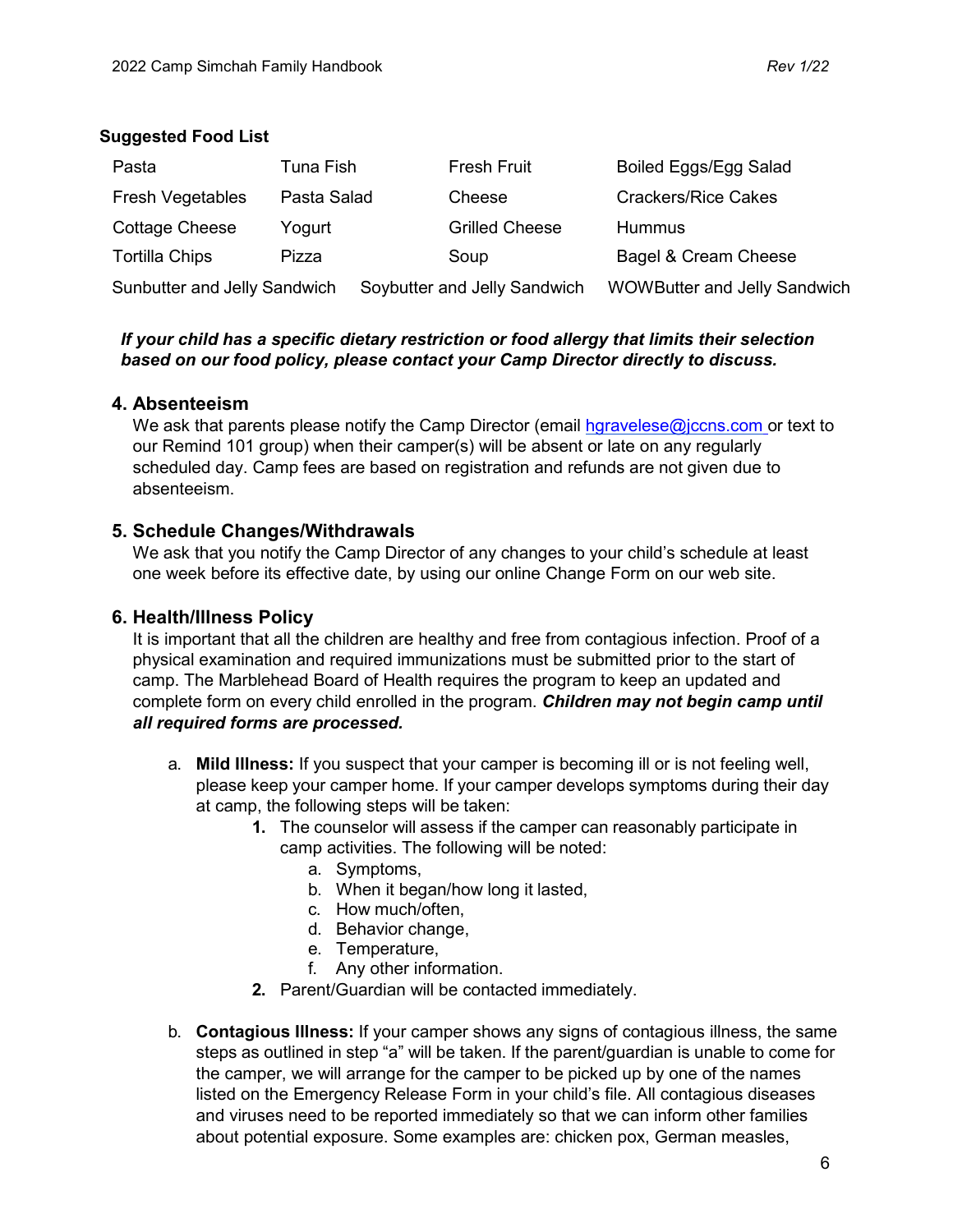**Suggested Food List**

| | | | |
|---|---|---|---|
| Pasta | Tuna Fish | Fresh Fruit | Boiled Eggs/Egg Salad |
| Fresh Vegetables | Pasta Salad | Cheese | Crackers/Rice Cakes |
| Cottage Cheese | Yogurt | Grilled Cheese | Hummus |
| Tortilla Chips | Pizza | Soup | Bagel & Cream Cheese |

Sunbutter and Jelly Sandwich    Soybutter and Jelly Sandwich    WOWButter and Jelly Sandwich

***If your child has a specific dietary restriction or food allergy that limits their selection based on our food policy, please contact your Camp Director directly to discuss.***

## 4. Absenteeism

We ask that parents please notify the Camp Director (email hgravelese@jccns.com or text to our Remind 101 group) when their camper(s) will be absent or late on any regularly scheduled day. Camp fees are based on registration and refunds are not given due to absenteeism.

## 5. Schedule Changes/Withdrawals

We ask that you notify the Camp Director of any changes to your child's schedule at least one week before its effective date, by using our online Change Form on our web site.

## 6. Health/Illness Policy

It is important that all the children are healthy and free from contagious infection. Proof of a physical examination and required immunizations must be submitted prior to the start of camp. The Marblehead Board of Health requires the program to keep an updated and complete form on every child enrolled in the program. ***Children may not begin camp until all required forms are processed.***

a. **Mild Illness:** If you suspect that your camper is becoming ill or is not feeling well, please keep your camper home. If your camper develops symptoms during their day at camp, the following steps will be taken:
   1. The counselor will assess if the camper can reasonably participate in camp activities. The following will be noted:
      a. Symptoms,
      b. When it began/how long it lasted,
      c. How much/often,
      d. Behavior change,
      e. Temperature,
      f. Any other information.
   2. Parent/Guardian will be contacted immediately.

b. **Contagious Illness:** If your camper shows any signs of contagious illness, the same steps as outlined in step "a" will be taken. If the parent/guardian is unable to come for the camper, we will arrange for the camper to be picked up by one of the names listed on the Emergency Release Form in your child's file. All contagious diseases and viruses need to be reported immediately so that we can inform other families about potential exposure. Some examples are: chicken pox, German measles,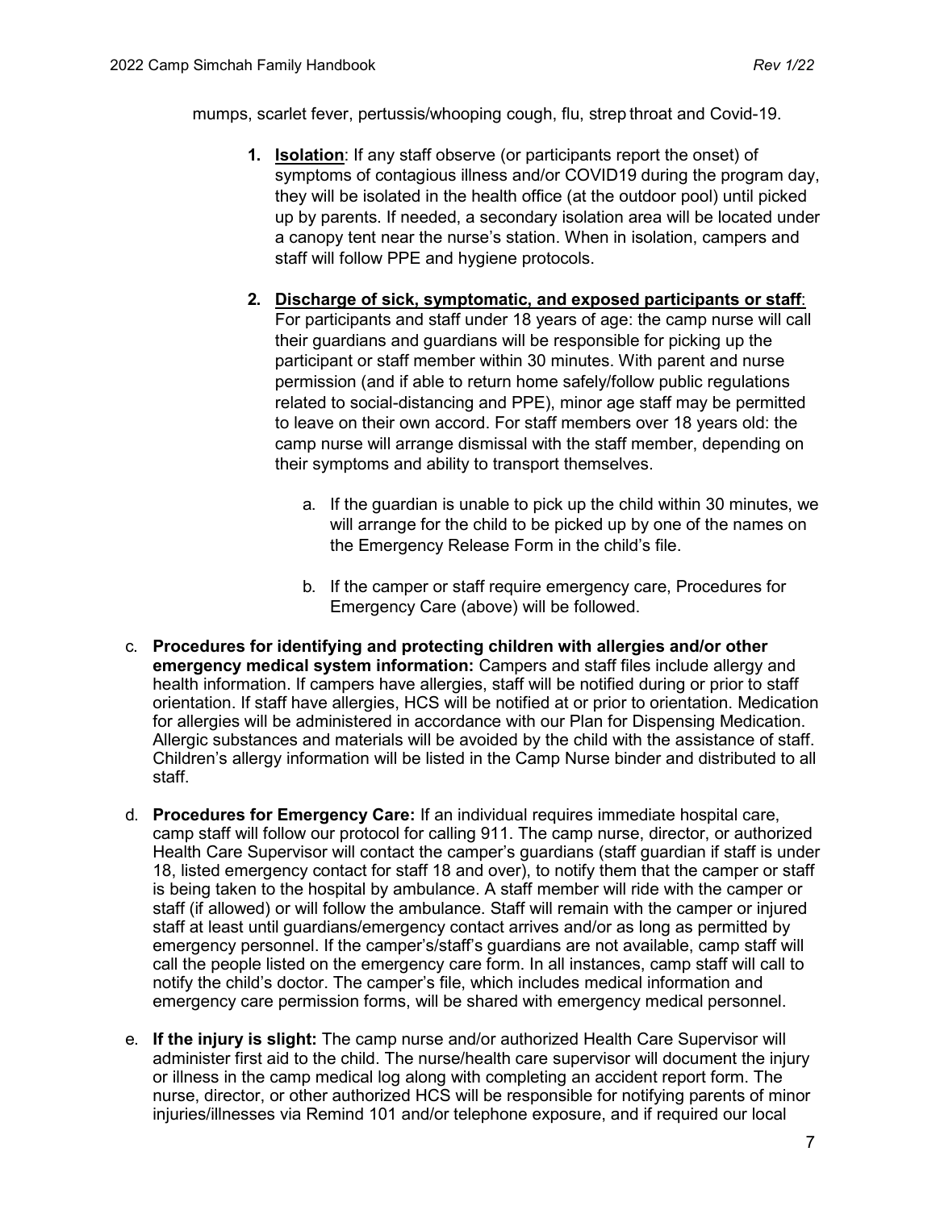mumps, scarlet fever, pertussis/whooping cough, flu, strep throat and Covid-19.

1. **Isolation**: If any staff observe (or participants report the onset) of symptoms of contagious illness and/or COVID19 during the program day, they will be isolated in the health office (at the outdoor pool) until picked up by parents. If needed, a secondary isolation area will be located under a canopy tent near the nurse's station. When in isolation, campers and staff will follow PPE and hygiene protocols.

2. **Discharge of sick, symptomatic, and exposed participants or staff**: For participants and staff under 18 years of age: the camp nurse will call their guardians and guardians will be responsible for picking up the participant or staff member within 30 minutes. With parent and nurse permission (and if able to return home safely/follow public regulations related to social-distancing and PPE), minor age staff may be permitted to leave on their own accord. For staff members over 18 years old: the camp nurse will arrange dismissal with the staff member, depending on their symptoms and ability to transport themselves.

   a. If the guardian is unable to pick up the child within 30 minutes, we will arrange for the child to be picked up by one of the names on the Emergency Release Form in the child's file.

   b. If the camper or staff require emergency care, Procedures for Emergency Care (above) will be followed.

c. **Procedures for identifying and protecting children with allergies and/or other emergency medical system information:** Campers and staff files include allergy and health information. If campers have allergies, staff will be notified during or prior to staff orientation. If staff have allergies, HCS will be notified at or prior to orientation. Medication for allergies will be administered in accordance with our Plan for Dispensing Medication. Allergic substances and materials will be avoided by the child with the assistance of staff. Children's allergy information will be listed in the Camp Nurse binder and distributed to all staff.

d. **Procedures for Emergency Care:** If an individual requires immediate hospital care, camp staff will follow our protocol for calling 911. The camp nurse, director, or authorized Health Care Supervisor will contact the camper's guardians (staff guardian if staff is under 18, listed emergency contact for staff 18 and over), to notify them that the camper or staff is being taken to the hospital by ambulance. A staff member will ride with the camper or staff (if allowed) or will follow the ambulance. Staff will remain with the camper or injured staff at least until guardians/emergency contact arrives and/or as long as permitted by emergency personnel. If the camper's/staff's guardians are not available, camp staff will call the people listed on the emergency care form. In all instances, camp staff will call to notify the child's doctor. The camper's file, which includes medical information and emergency care permission forms, will be shared with emergency medical personnel.

e. **If the injury is slight:** The camp nurse and/or authorized Health Care Supervisor will administer first aid to the child. The nurse/health care supervisor will document the injury or illness in the camp medical log along with completing an accident report form. The nurse, director, or other authorized HCS will be responsible for notifying parents of minor injuries/illnesses via Remind 101 and/or telephone exposure, and if required our local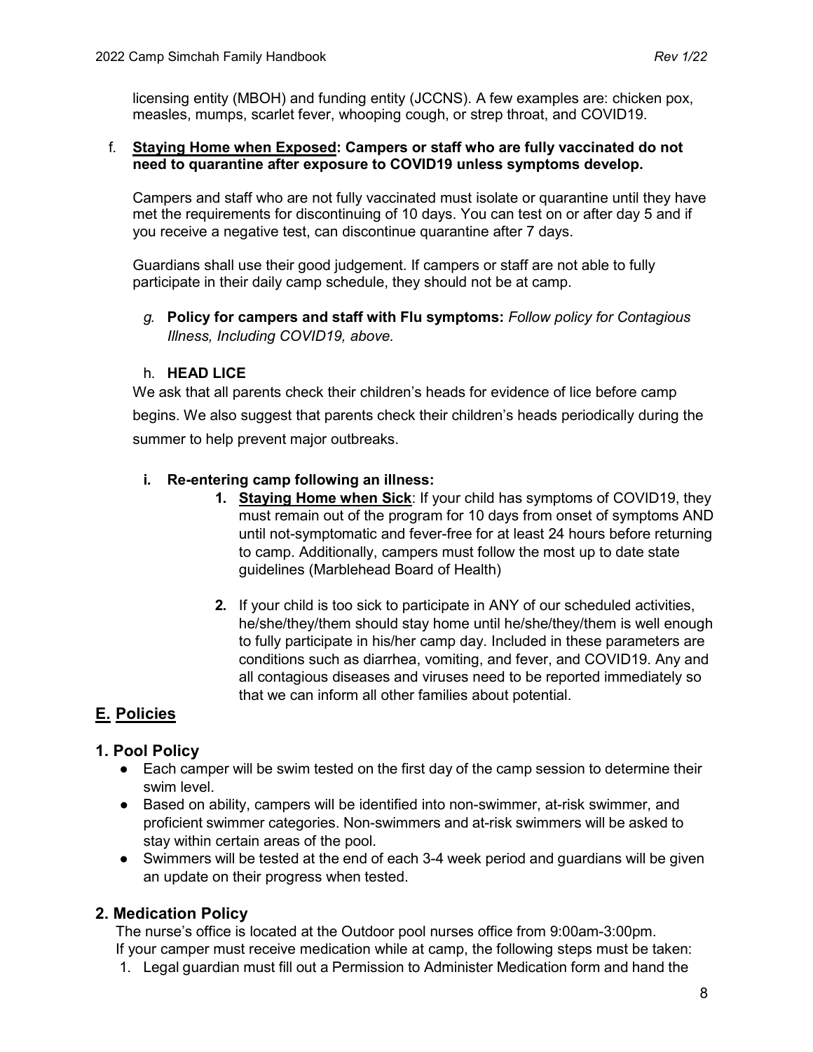licensing entity (MBOH) and funding entity (JCCNS). A few examples are: chicken pox, measles, mumps, scarlet fever, whooping cough, or strep throat, and COVID19.

f. **Staying Home when Exposed: Campers or staff who are fully vaccinated do not need to quarantine after exposure to COVID19 unless symptoms develop.**

Campers and staff who are not fully vaccinated must isolate or quarantine until they have met the requirements for discontinuing of 10 days. You can test on or after day 5 and if you receive a negative test, can discontinue quarantine after 7 days.

Guardians shall use their good judgement. If campers or staff are not able to fully participate in their daily camp schedule, they should not be at camp.

*g.* **Policy for campers and staff with Flu symptoms:** *Follow policy for Contagious Illness, Including COVID19, above.*

h. **HEAD LICE**

We ask that all parents check their children's heads for evidence of lice before camp begins. We also suggest that parents check their children's heads periodically during the summer to help prevent major outbreaks.

**i. Re-entering camp following an illness:**

1. **Staying Home when Sick**: If your child has symptoms of COVID19, they must remain out of the program for 10 days from onset of symptoms AND until not-symptomatic and fever-free for at least 24 hours before returning to camp. Additionally, campers must follow the most up to date state guidelines (Marblehead Board of Health)

2. If your child is too sick to participate in ANY of our scheduled activities, he/she/they/them should stay home until he/she/they/them is well enough to fully participate in his/her camp day. Included in these parameters are conditions such as diarrhea, vomiting, and fever, and COVID19. Any and all contagious diseases and viruses need to be reported immediately so that we can inform all other families about potential.

## E. Policies

### 1. Pool Policy

- Each camper will be swim tested on the first day of the camp session to determine their swim level.
- Based on ability, campers will be identified into non-swimmer, at-risk swimmer, and proficient swimmer categories. Non-swimmers and at-risk swimmers will be asked to stay within certain areas of the pool.
- Swimmers will be tested at the end of each 3-4 week period and guardians will be given an update on their progress when tested.

### 2. Medication Policy

The nurse's office is located at the Outdoor pool nurses office from 9:00am-3:00pm.
If your camper must receive medication while at camp, the following steps must be taken:

1. Legal guardian must fill out a Permission to Administer Medication form and hand the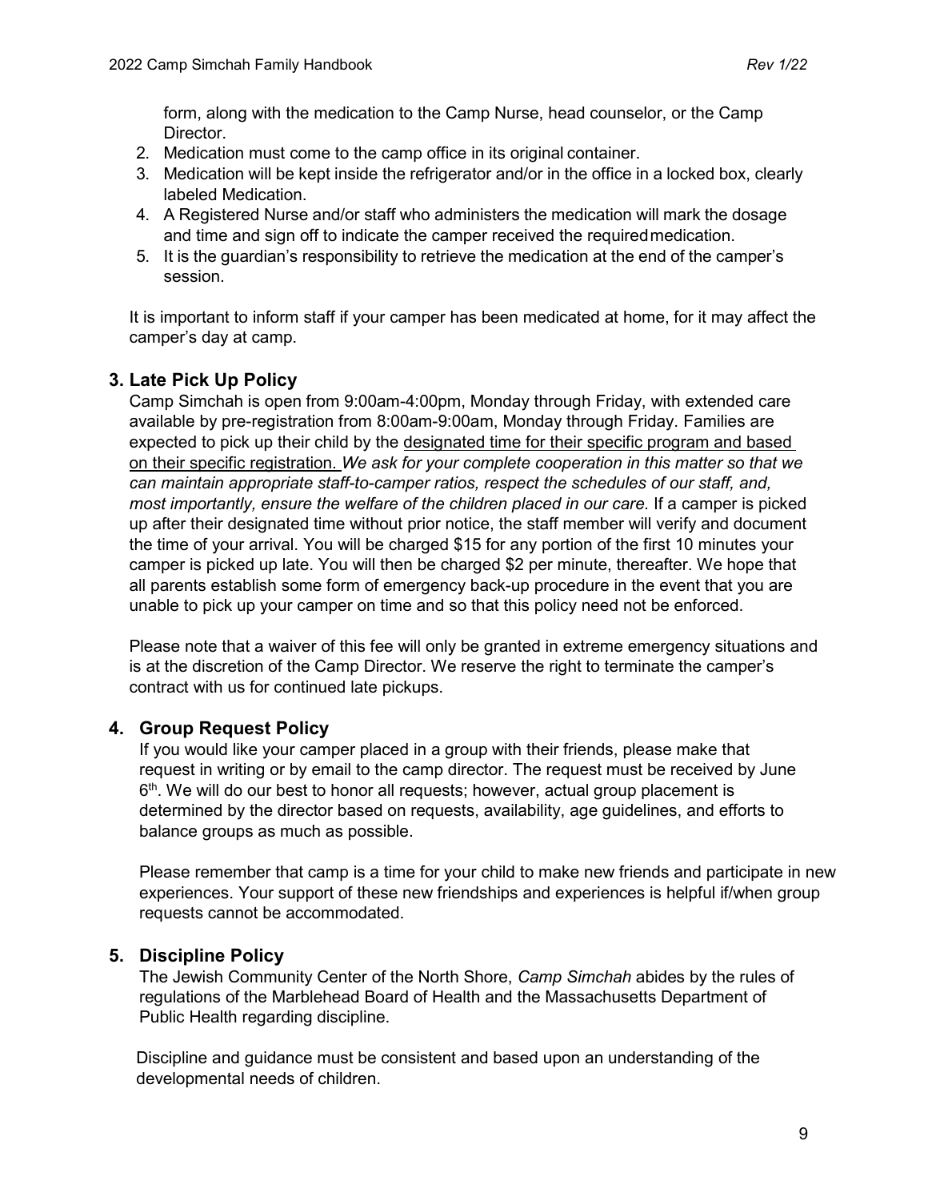form, along with the medication to the Camp Nurse, head counselor, or the Camp Director.

2. Medication must come to the camp office in its original container.
3. Medication will be kept inside the refrigerator and/or in the office in a locked box, clearly labeled Medication.
4. A Registered Nurse and/or staff who administers the medication will mark the dosage and time and sign off to indicate the camper received the required medication.
5. It is the guardian's responsibility to retrieve the medication at the end of the camper's session.

It is important to inform staff if your camper has been medicated at home, for it may affect the camper's day at camp.

### 3. Late Pick Up Policy

Camp Simchah is open from 9:00am-4:00pm, Monday through Friday, with extended care available by pre-registration from 8:00am-9:00am, Monday through Friday. Families are expected to pick up their child by the <u>designated time for their specific program and based on their specific registration.</u> *We ask for your complete cooperation in this matter so that we can maintain appropriate staff-to-camper ratios, respect the schedules of our staff, and, most importantly, ensure the welfare of the children placed in our care.* If a camper is picked up after their designated time without prior notice, the staff member will verify and document the time of your arrival. You will be charged $15 for any portion of the first 10 minutes your camper is picked up late. You will then be charged $2 per minute, thereafter. We hope that all parents establish some form of emergency back-up procedure in the event that you are unable to pick up your camper on time and so that this policy need not be enforced.

Please note that a waiver of this fee will only be granted in extreme emergency situations and is at the discretion of the Camp Director. We reserve the right to terminate the camper's contract with us for continued late pickups.

### 4. Group Request Policy

If you would like your camper placed in a group with their friends, please make that request in writing or by email to the camp director. The request must be received by June 6th. We will do our best to honor all requests; however, actual group placement is determined by the director based on requests, availability, age guidelines, and efforts to balance groups as much as possible.

Please remember that camp is a time for your child to make new friends and participate in new experiences. Your support of these new friendships and experiences is helpful if/when group requests cannot be accommodated.

### 5. Discipline Policy

The Jewish Community Center of the North Shore, *Camp Simchah* abides by the rules of regulations of the Marblehead Board of Health and the Massachusetts Department of Public Health regarding discipline.

Discipline and guidance must be consistent and based upon an understanding of the developmental needs of children.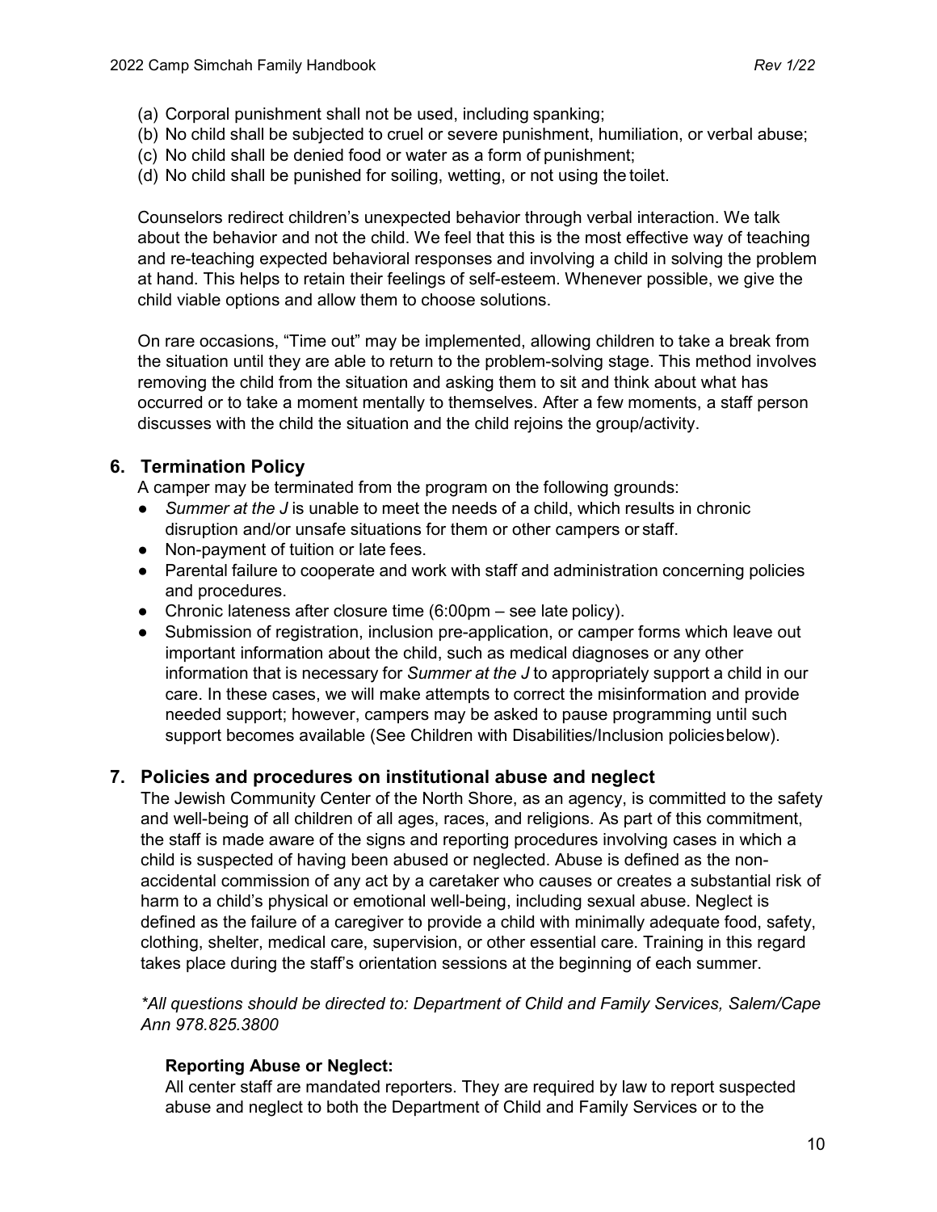(a) Corporal punishment shall not be used, including spanking;
(b) No child shall be subjected to cruel or severe punishment, humiliation, or verbal abuse;
(c) No child shall be denied food or water as a form of punishment;
(d) No child shall be punished for soiling, wetting, or not using the toilet.

Counselors redirect children's unexpected behavior through verbal interaction. We talk about the behavior and not the child. We feel that this is the most effective way of teaching and re-teaching expected behavioral responses and involving a child in solving the problem at hand. This helps to retain their feelings of self-esteem. Whenever possible, we give the child viable options and allow them to choose solutions.

On rare occasions, "Time out" may be implemented, allowing children to take a break from the situation until they are able to return to the problem-solving stage. This method involves removing the child from the situation and asking them to sit and think about what has occurred or to take a moment mentally to themselves. After a few moments, a staff person discusses with the child the situation and the child rejoins the group/activity.

## 6. Termination Policy

A camper may be terminated from the program on the following grounds:

- *Summer at the J* is unable to meet the needs of a child, which results in chronic disruption and/or unsafe situations for them or other campers or staff.
- Non-payment of tuition or late fees.
- Parental failure to cooperate and work with staff and administration concerning policies and procedures.
- Chronic lateness after closure time (6:00pm – see late policy).
- Submission of registration, inclusion pre-application, or camper forms which leave out important information about the child, such as medical diagnoses or any other information that is necessary for *Summer at the J* to appropriately support a child in our care. In these cases, we will make attempts to correct the misinformation and provide needed support; however, campers may be asked to pause programming until such support becomes available (See Children with Disabilities/Inclusion policies below).

## 7. Policies and procedures on institutional abuse and neglect

The Jewish Community Center of the North Shore, as an agency, is committed to the safety and well-being of all children of all ages, races, and religions. As part of this commitment, the staff is made aware of the signs and reporting procedures involving cases in which a child is suspected of having been abused or neglected. Abuse is defined as the non-accidental commission of any act by a caretaker who causes or creates a substantial risk of harm to a child's physical or emotional well-being, including sexual abuse. Neglect is defined as the failure of a caregiver to provide a child with minimally adequate food, safety, clothing, shelter, medical care, supervision, or other essential care. Training in this regard takes place during the staff's orientation sessions at the beginning of each summer.

*\*All questions should be directed to: Department of Child and Family Services, Salem/Cape Ann 978.825.3800*

**Reporting Abuse or Neglect:**

All center staff are mandated reporters. They are required by law to report suspected abuse and neglect to both the Department of Child and Family Services or to the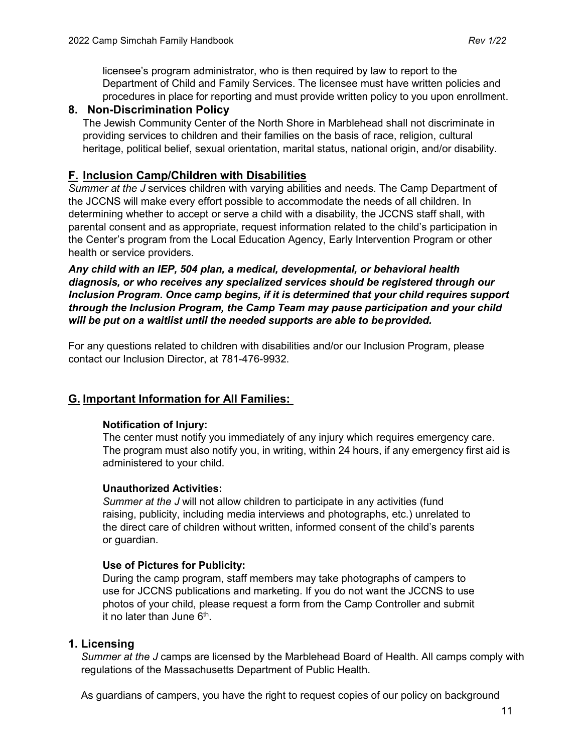licensee's program administrator, who is then required by law to report to the Department of Child and Family Services. The licensee must have written policies and procedures in place for reporting and must provide written policy to you upon enrollment.

### 8. Non-Discrimination Policy

The Jewish Community Center of the North Shore in Marblehead shall not discriminate in providing services to children and their families on the basis of race, religion, cultural heritage, political belief, sexual orientation, marital status, national origin, and/or disability.

## F. Inclusion Camp/Children with Disabilities

*Summer at the J* services children with varying abilities and needs. The Camp Department of the JCCNS will make every effort possible to accommodate the needs of all children. In determining whether to accept or serve a child with a disability, the JCCNS staff shall, with parental consent and as appropriate, request information related to the child's participation in the Center's program from the Local Education Agency, Early Intervention Program or other health or service providers.

***Any child with an IEP, 504 plan, a medical, developmental, or behavioral health diagnosis, or who receives any specialized services should be registered through our Inclusion Program. Once camp begins, if it is determined that your child requires support through the Inclusion Program, the Camp Team may pause participation and your child will be put on a waitlist until the needed supports are able to be provided.***

For any questions related to children with disabilities and/or our Inclusion Program, please contact our Inclusion Director, at 781-476-9932.

## G. Important Information for All Families:

**Notification of Injury:**
The center must notify you immediately of any injury which requires emergency care. The program must also notify you, in writing, within 24 hours, if any emergency first aid is administered to your child.

**Unauthorized Activities:**
*Summer at the J* will not allow children to participate in any activities (fund raising, publicity, including media interviews and photographs, etc.) unrelated to the direct care of children without written, informed consent of the child's parents or guardian.

**Use of Pictures for Publicity:**
During the camp program, staff members may take photographs of campers to use for JCCNS publications and marketing. If you do not want the JCCNS to use photos of your child, please request a form from the Camp Controller and submit it no later than June 6th.

### 1. Licensing

*Summer at the J* camps are licensed by the Marblehead Board of Health. All camps comply with regulations of the Massachusetts Department of Public Health.

As guardians of campers, you have the right to request copies of our policy on background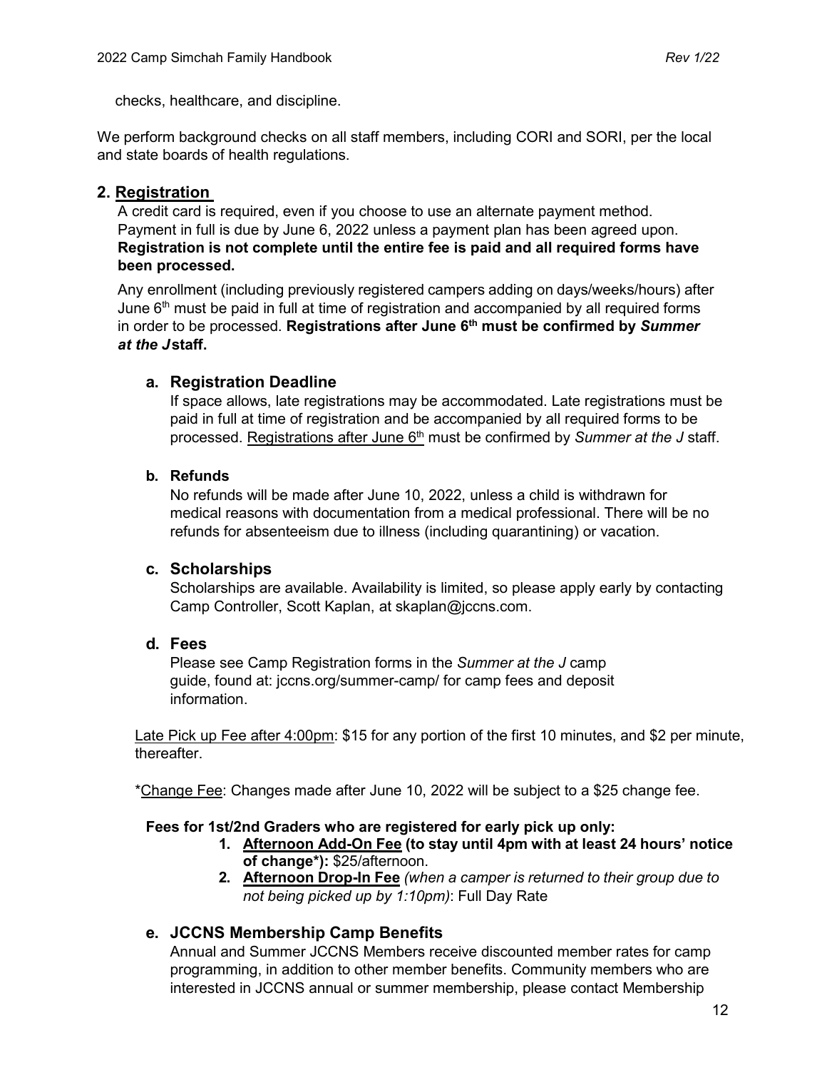checks, healthcare, and discipline.

We perform background checks on all staff members, including CORI and SORI, per the local and state boards of health regulations.

## 2. Registration

A credit card is required, even if you choose to use an alternate payment method. Payment in full is due by June 6, 2022 unless a payment plan has been agreed upon. **Registration is not complete until the entire fee is paid and all required forms have been processed.**

Any enrollment (including previously registered campers adding on days/weeks/hours) after June 6th must be paid in full at time of registration and accompanied by all required forms in order to be processed. **Registrations after June 6th must be confirmed by *Summer at the J* staff.**

### a. Registration Deadline

If space allows, late registrations may be accommodated. Late registrations must be paid in full at time of registration and be accompanied by all required forms to be processed. Registrations after June 6th must be confirmed by *Summer at the J* staff.

### b. Refunds

No refunds will be made after June 10, 2022, unless a child is withdrawn for medical reasons with documentation from a medical professional. There will be no refunds for absenteeism due to illness (including quarantining) or vacation.

### c. Scholarships

Scholarships are available. Availability is limited, so please apply early by contacting Camp Controller, Scott Kaplan, at skaplan@jccns.com.

### d. Fees

Please see Camp Registration forms in the *Summer at the J* camp guide, found at: jccns.org/summer-camp/ for camp fees and deposit information.

Late Pick up Fee after 4:00pm: $15 for any portion of the first 10 minutes, and $2 per minute, thereafter.

*Change Fee: Changes made after June 10, 2022 will be subject to a $25 change fee.

**Fees for 1st/2nd Graders who are registered for early pick up only:**

1. **Afternoon Add-On Fee (to stay until 4pm with at least 24 hours' notice of change*):** $25/afternoon.
2. **Afternoon Drop-In Fee** *(when a camper is returned to their group due to not being picked up by 1:10pm)*: Full Day Rate

### e. JCCNS Membership Camp Benefits

Annual and Summer JCCNS Members receive discounted member rates for camp programming, in addition to other member benefits. Community members who are interested in JCCNS annual or summer membership, please contact Membership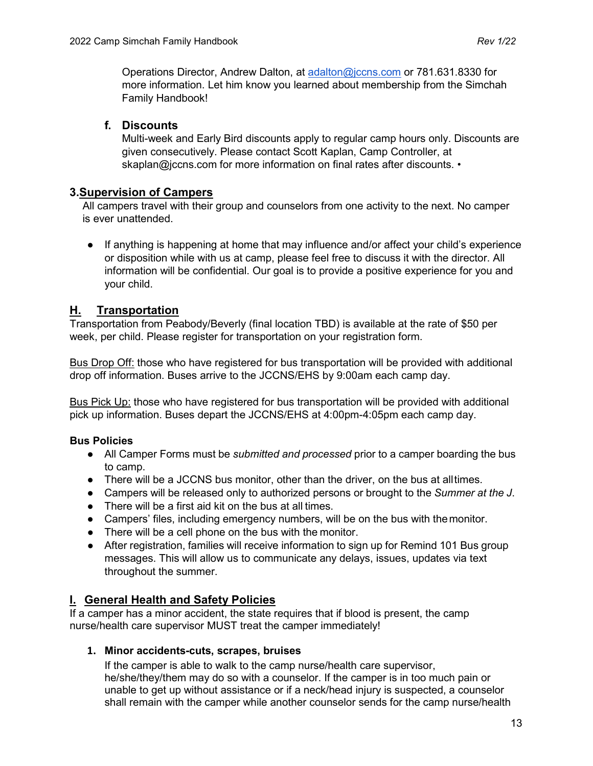Operations Director, Andrew Dalton, at adalton@jccns.com or 781.631.8330 for more information. Let him know you learned about membership from the Simchah Family Handbook!

### f. Discounts

Multi-week and Early Bird discounts apply to regular camp hours only. Discounts are given consecutively. Please contact Scott Kaplan, Camp Controller, at skaplan@jccns.com for more information on final rates after discounts. •

## 3. Supervision of Campers

All campers travel with their group and counselors from one activity to the next. No camper is ever unattended.

- If anything is happening at home that may influence and/or affect your child's experience or disposition while with us at camp, please feel free to discuss it with the director. All information will be confidential. Our goal is to provide a positive experience for you and your child.

## H. Transportation

Transportation from Peabody/Beverly (final location TBD) is available at the rate of $50 per week, per child. Please register for transportation on your registration form.

Bus Drop Off: those who have registered for bus transportation will be provided with additional drop off information. Buses arrive to the JCCNS/EHS by 9:00am each camp day.

Bus Pick Up: those who have registered for bus transportation will be provided with additional pick up information. Buses depart the JCCNS/EHS at 4:00pm-4:05pm each camp day.

**Bus Policies**

- All Camper Forms must be *submitted and processed* prior to a camper boarding the bus to camp.
- There will be a JCCNS bus monitor, other than the driver, on the bus at all times.
- Campers will be released only to authorized persons or brought to the *Summer at the J*.
- There will be a first aid kit on the bus at all times.
- Campers' files, including emergency numbers, will be on the bus with the monitor.
- There will be a cell phone on the bus with the monitor.
- After registration, families will receive information to sign up for Remind 101 Bus group messages. This will allow us to communicate any delays, issues, updates via text throughout the summer.

## I. General Health and Safety Policies

If a camper has a minor accident, the state requires that if blood is present, the camp nurse/health care supervisor MUST treat the camper immediately!

1. **Minor accidents-cuts, scrapes, bruises**

   If the camper is able to walk to the camp nurse/health care supervisor, he/she/they/them may do so with a counselor. If the camper is in too much pain or unable to get up without assistance or if a neck/head injury is suspected, a counselor shall remain with the camper while another counselor sends for the camp nurse/health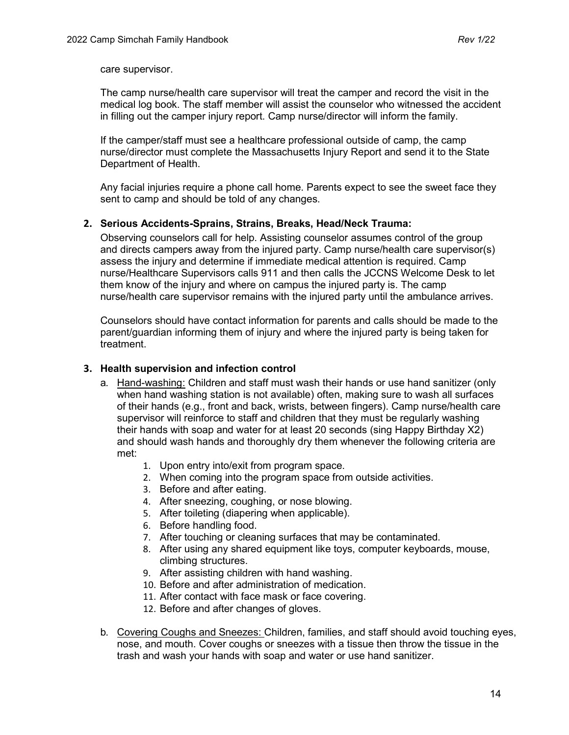care supervisor.

The camp nurse/health care supervisor will treat the camper and record the visit in the medical log book. The staff member will assist the counselor who witnessed the accident in filling out the camper injury report. Camp nurse/director will inform the family.

If the camper/staff must see a healthcare professional outside of camp, the camp nurse/director must complete the Massachusetts Injury Report and send it to the State Department of Health.

Any facial injuries require a phone call home. Parents expect to see the sweet face they sent to camp and should be told of any changes.

**2. Serious Accidents-Sprains, Strains, Breaks, Head/Neck Trauma:**

Observing counselors call for help. Assisting counselor assumes control of the group and directs campers away from the injured party. Camp nurse/health care supervisor(s) assess the injury and determine if immediate medical attention is required. Camp nurse/Healthcare Supervisors calls 911 and then calls the JCCNS Welcome Desk to let them know of the injury and where on campus the injured party is. The camp nurse/health care supervisor remains with the injured party until the ambulance arrives.

Counselors should have contact information for parents and calls should be made to the parent/guardian informing them of injury and where the injured party is being taken for treatment.

**3. Health supervision and infection control**

a. Hand-washing: Children and staff must wash their hands or use hand sanitizer (only when hand washing station is not available) often, making sure to wash all surfaces of their hands (e.g., front and back, wrists, between fingers). Camp nurse/health care supervisor will reinforce to staff and children that they must be regularly washing their hands with soap and water for at least 20 seconds (sing Happy Birthday X2) and should wash hands and thoroughly dry them whenever the following criteria are met:
   1. Upon entry into/exit from program space.
   2. When coming into the program space from outside activities.
   3. Before and after eating.
   4. After sneezing, coughing, or nose blowing.
   5. After toileting (diapering when applicable).
   6. Before handling food.
   7. After touching or cleaning surfaces that may be contaminated.
   8. After using any shared equipment like toys, computer keyboards, mouse, climbing structures.
   9. After assisting children with hand washing.
   10. Before and after administration of medication.
   11. After contact with face mask or face covering.
   12. Before and after changes of gloves.

b. Covering Coughs and Sneezes: Children, families, and staff should avoid touching eyes, nose, and mouth. Cover coughs or sneezes with a tissue then throw the tissue in the trash and wash your hands with soap and water or use hand sanitizer.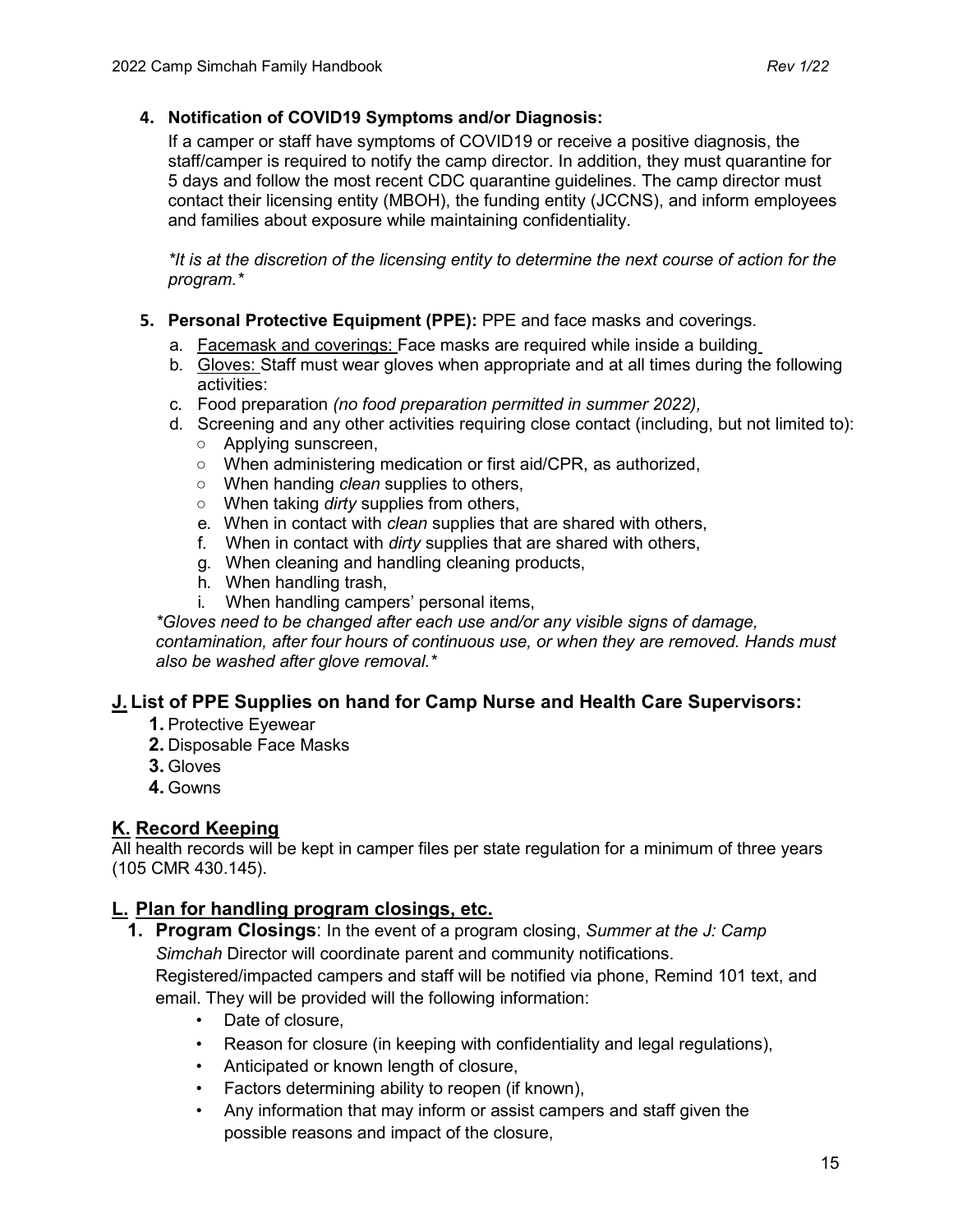4. **Notification of COVID19 Symptoms and/or Diagnosis:**
   If a camper or staff have symptoms of COVID19 or receive a positive diagnosis, the staff/camper is required to notify the camp director. In addition, they must quarantine for 5 days and follow the most recent CDC quarantine guidelines. The camp director must contact their licensing entity (MBOH), the funding entity (JCCNS), and inform employees and families about exposure while maintaining confidentiality.

   *\*It is at the discretion of the licensing entity to determine the next course of action for the program.\**

5. **Personal Protective Equipment (PPE):** PPE and face masks and coverings.
   a. Facemask and coverings: Face masks are required while inside a building
   b. Gloves: Staff must wear gloves when appropriate and at all times during the following activities:
   c. Food preparation *(no food preparation permitted in summer 2022),*
   d. Screening and any other activities requiring close contact (including, but not limited to):
      - Applying sunscreen,
      - When administering medication or first aid/CPR, as authorized,
      - When handing *clean* supplies to others,
      - When taking *dirty* supplies from others,
   e. When in contact with *clean* supplies that are shared with others,
   f. When in contact with *dirty* supplies that are shared with others,
   g. When cleaning and handling cleaning products,
   h. When handling trash,
   i. When handling campers' personal items,

   *\*Gloves need to be changed after each use and/or any visible signs of damage, contamination, after four hours of continuous use, or when they are removed. Hands must also be washed after glove removal.\**

## J. List of PPE Supplies on hand for Camp Nurse and Health Care Supervisors:

1. Protective Eyewear
2. Disposable Face Masks
3. Gloves
4. Gowns

## K. Record Keeping

All health records will be kept in camper files per state regulation for a minimum of three years (105 CMR 430.145).

## L. Plan for handling program closings, etc.

1. **Program Closings**: In the event of a program closing, *Summer at the J: Camp Simchah* Director will coordinate parent and community notifications. Registered/impacted campers and staff will be notified via phone, Remind 101 text, and email. They will be provided will the following information:
   - Date of closure,
   - Reason for closure (in keeping with confidentiality and legal regulations),
   - Anticipated or known length of closure,
   - Factors determining ability to reopen (if known),
   - Any information that may inform or assist campers and staff given the possible reasons and impact of the closure,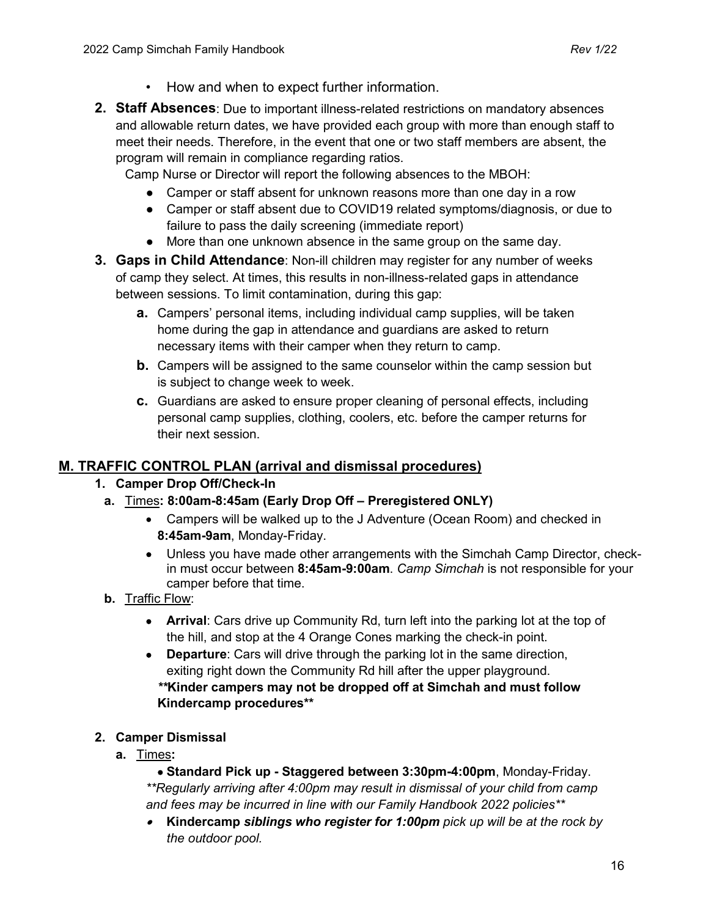- How and when to expect further information.

2. **Staff Absences**: Due to important illness-related restrictions on mandatory absences and allowable return dates, we have provided each group with more than enough staff to meet their needs. Therefore, in the event that one or two staff members are absent, the program will remain in compliance regarding ratios.

   Camp Nurse or Director will report the following absences to the MBOH:

   - Camper or staff absent for unknown reasons more than one day in a row
   - Camper or staff absent due to COVID19 related symptoms/diagnosis, or due to failure to pass the daily screening (immediate report)
   - More than one unknown absence in the same group on the same day.

3. **Gaps in Child Attendance**: Non-ill children may register for any number of weeks of camp they select. At times, this results in non-illness-related gaps in attendance between sessions. To limit contamination, during this gap:

   a. Campers' personal items, including individual camp supplies, will be taken home during the gap in attendance and guardians are asked to return necessary items with their camper when they return to camp.

   b. Campers will be assigned to the same counselor within the camp session but is subject to change week to week.

   c. Guardians are asked to ensure proper cleaning of personal effects, including personal camp supplies, clothing, coolers, etc. before the camper returns for their next session.

## M. TRAFFIC CONTROL PLAN (arrival and dismissal procedures)

1. **Camper Drop Off/Check-In**

   a. Times**: 8:00am-8:45am (Early Drop Off – Preregistered ONLY)**

   - Campers will be walked up to the J Adventure (Ocean Room) and checked in **8:45am-9am**, Monday-Friday.
   - Unless you have made other arrangements with the Simchah Camp Director, check-in must occur between **8:45am-9:00am**. *Camp Simchah* is not responsible for your camper before that time.

   b. Traffic Flow:

   - **Arrival**: Cars drive up Community Rd, turn left into the parking lot at the top of the hill, and stop at the 4 Orange Cones marking the check-in point.
   - **Departure**: Cars will drive through the parking lot in the same direction, exiting right down the Community Rd hill after the upper playground.

   ***\*Kinder campers may not be dropped off at Simchah and must follow Kindercamp procedures\*\****

2. **Camper Dismissal**

   a. Times**:**

   - **Standard Pick up - Staggered between 3:30pm-4:00pm**, Monday-Friday.

   ***Regularly arriving after 4:00pm may result in dismissal of your child from camp and fees may be incurred in line with our Family Handbook 2022 policies***

   - **Kindercamp** ***siblings who register for 1:00pm*** *pick up will be at the rock by the outdoor pool.*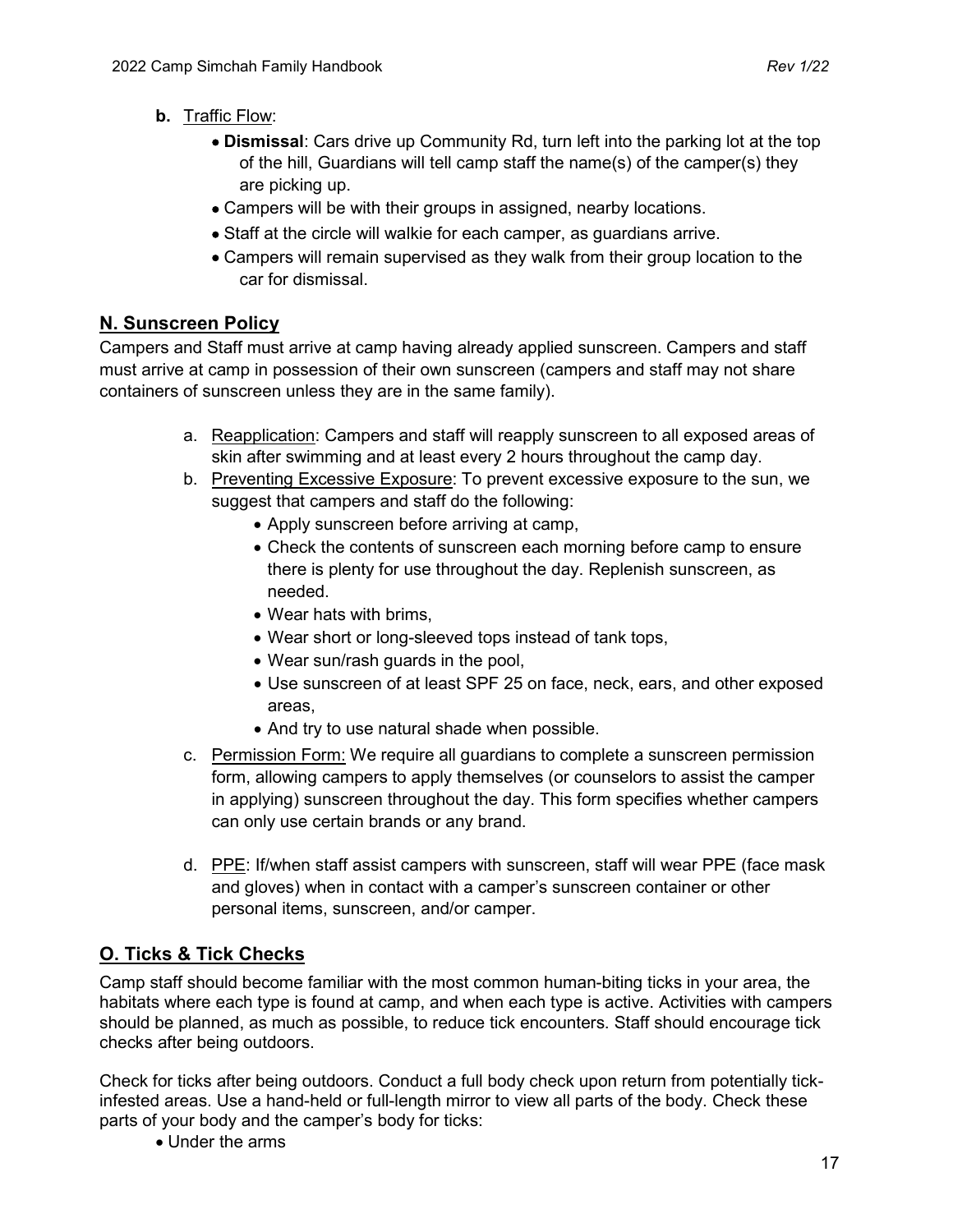**b.** Traffic Flow:

- **Dismissal**: Cars drive up Community Rd, turn left into the parking lot at the top of the hill, Guardians will tell camp staff the name(s) of the camper(s) they are picking up.
- Campers will be with their groups in assigned, nearby locations.
- Staff at the circle will walkie for each camper, as guardians arrive.
- Campers will remain supervised as they walk from their group location to the car for dismissal.

## N. Sunscreen Policy

Campers and Staff must arrive at camp having already applied sunscreen. Campers and staff must arrive at camp in possession of their own sunscreen (campers and staff may not share containers of sunscreen unless they are in the same family).

a. Reapplication: Campers and staff will reapply sunscreen to all exposed areas of skin after swimming and at least every 2 hours throughout the camp day.

b. Preventing Excessive Exposure: To prevent excessive exposure to the sun, we suggest that campers and staff do the following:
   - Apply sunscreen before arriving at camp,
   - Check the contents of sunscreen each morning before camp to ensure there is plenty for use throughout the day. Replenish sunscreen, as needed.
   - Wear hats with brims,
   - Wear short or long-sleeved tops instead of tank tops,
   - Wear sun/rash guards in the pool,
   - Use sunscreen of at least SPF 25 on face, neck, ears, and other exposed areas,
   - And try to use natural shade when possible.

c. Permission Form: We require all guardians to complete a sunscreen permission form, allowing campers to apply themselves (or counselors to assist the camper in applying) sunscreen throughout the day. This form specifies whether campers can only use certain brands or any brand.

d. PPE: If/when staff assist campers with sunscreen, staff will wear PPE (face mask and gloves) when in contact with a camper's sunscreen container or other personal items, sunscreen, and/or camper.

## O. Ticks & Tick Checks

Camp staff should become familiar with the most common human-biting ticks in your area, the habitats where each type is found at camp, and when each type is active. Activities with campers should be planned, as much as possible, to reduce tick encounters. Staff should encourage tick checks after being outdoors.

Check for ticks after being outdoors. Conduct a full body check upon return from potentially tick-infested areas. Use a hand-held or full-length mirror to view all parts of the body. Check these parts of your body and the camper's body for ticks:

- Under the arms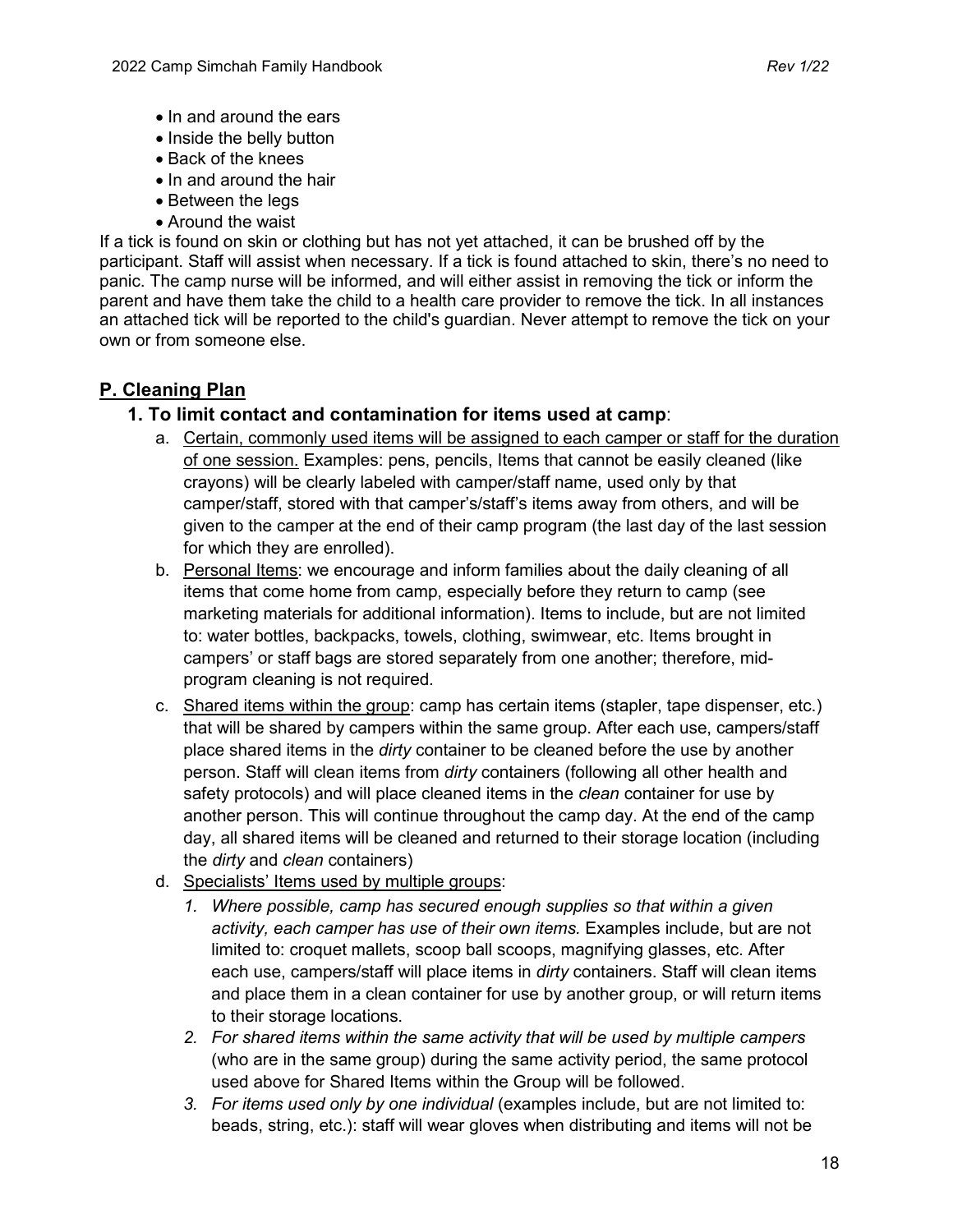- In and around the ears
- Inside the belly button
- Back of the knees
- In and around the hair
- Between the legs
- Around the waist

If a tick is found on skin or clothing but has not yet attached, it can be brushed off by the participant. Staff will assist when necessary. If a tick is found attached to skin, there's no need to panic. The camp nurse will be informed, and will either assist in removing the tick or inform the parent and have them take the child to a health care provider to remove the tick. In all instances an attached tick will be reported to the child's guardian. Never attempt to remove the tick on your own or from someone else.

## P. Cleaning Plan

### 1. To limit contact and contamination for items used at camp:

a. Certain, commonly used items will be assigned to each camper or staff for the duration of one session. Examples: pens, pencils, Items that cannot be easily cleaned (like crayons) will be clearly labeled with camper/staff name, used only by that camper/staff, stored with that camper's/staff's items away from others, and will be given to the camper at the end of their camp program (the last day of the last session for which they are enrolled).

b. Personal Items: we encourage and inform families about the daily cleaning of all items that come home from camp, especially before they return to camp (see marketing materials for additional information). Items to include, but are not limited to: water bottles, backpacks, towels, clothing, swimwear, etc. Items brought in campers' or staff bags are stored separately from one another; therefore, mid-program cleaning is not required.

c. Shared items within the group: camp has certain items (stapler, tape dispenser, etc.) that will be shared by campers within the same group. After each use, campers/staff place shared items in the *dirty* container to be cleaned before the use by another person. Staff will clean items from *dirty* containers (following all other health and safety protocols) and will place cleaned items in the *clean* container for use by another person. This will continue throughout the camp day. At the end of the camp day, all shared items will be cleaned and returned to their storage location (including the *dirty* and *clean* containers)

d. Specialists' Items used by multiple groups:

1. *Where possible, camp has secured enough supplies so that within a given activity, each camper has use of their own items.* Examples include, but are not limited to: croquet mallets, scoop ball scoops, magnifying glasses, etc. After each use, campers/staff will place items in *dirty* containers. Staff will clean items and place them in a clean container for use by another group, or will return items to their storage locations.
2. *For shared items within the same activity that will be used by multiple campers* (who are in the same group) during the same activity period, the same protocol used above for Shared Items within the Group will be followed.
3. *For items used only by one individual* (examples include, but are not limited to: beads, string, etc.): staff will wear gloves when distributing and items will not be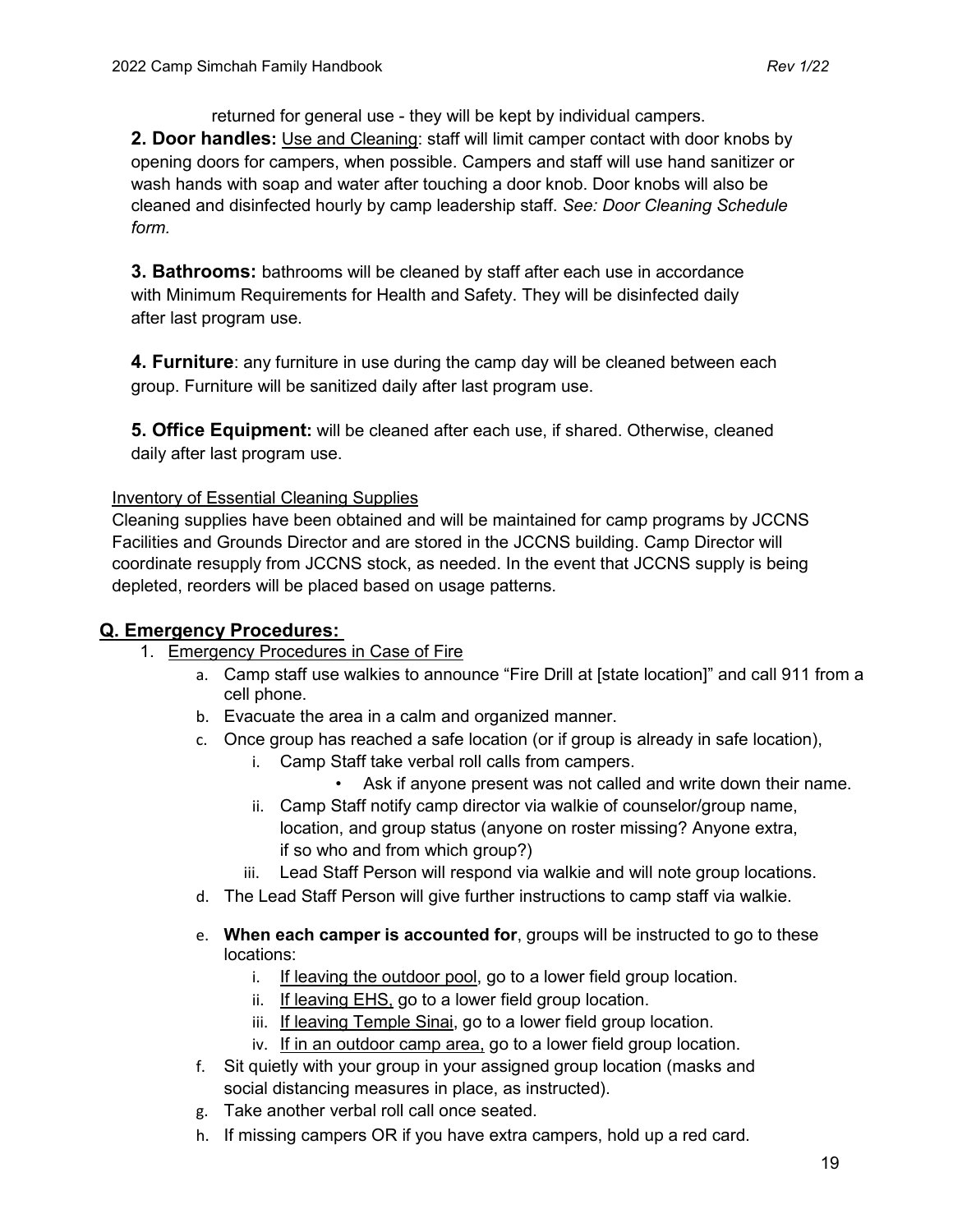returned for general use - they will be kept by individual campers.

**2. Door handles:** Use and Cleaning: staff will limit camper contact with door knobs by opening doors for campers, when possible. Campers and staff will use hand sanitizer or wash hands with soap and water after touching a door knob. Door knobs will also be cleaned and disinfected hourly by camp leadership staff. *See: Door Cleaning Schedule form.*

**3. Bathrooms:** bathrooms will be cleaned by staff after each use in accordance with Minimum Requirements for Health and Safety. They will be disinfected daily after last program use.

**4. Furniture**: any furniture in use during the camp day will be cleaned between each group. Furniture will be sanitized daily after last program use.

**5. Office Equipment:** will be cleaned after each use, if shared. Otherwise, cleaned daily after last program use.

Inventory of Essential Cleaning Supplies

Cleaning supplies have been obtained and will be maintained for camp programs by JCCNS Facilities and Grounds Director and are stored in the JCCNS building. Camp Director will coordinate resupply from JCCNS stock, as needed. In the event that JCCNS supply is being depleted, reorders will be placed based on usage patterns.

## Q. Emergency Procedures:

1. Emergency Procedures in Case of Fire
   a. Camp staff use walkies to announce "Fire Drill at [state location]" and call 911 from a cell phone.
   b. Evacuate the area in a calm and organized manner.
   c. Once group has reached a safe location (or if group is already in safe location),
      i. Camp Staff take verbal roll calls from campers.
         - Ask if anyone present was not called and write down their name.
      ii. Camp Staff notify camp director via walkie of counselor/group name, location, and group status (anyone on roster missing? Anyone extra, if so who and from which group?)
      iii. Lead Staff Person will respond via walkie and will note group locations.
   d. The Lead Staff Person will give further instructions to camp staff via walkie.
   e. **When each camper is accounted for**, groups will be instructed to go to these locations:
      i. If leaving the outdoor pool, go to a lower field group location.
      ii. If leaving EHS, go to a lower field group location.
      iii. If leaving Temple Sinai, go to a lower field group location.
      iv. If in an outdoor camp area, go to a lower field group location.
   f. Sit quietly with your group in your assigned group location (masks and social distancing measures in place, as instructed).
   g. Take another verbal roll call once seated.
   h. If missing campers OR if you have extra campers, hold up a red card.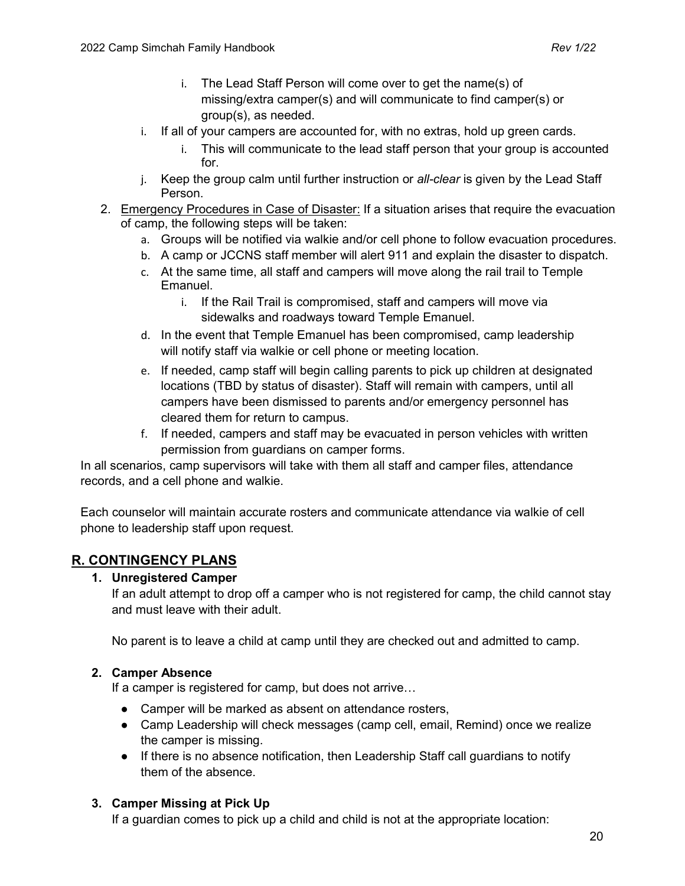i. The Lead Staff Person will come over to get the name(s) of missing/extra camper(s) and will communicate to find camper(s) or group(s), as needed.

    i. If all of your campers are accounted for, with no extras, hold up green cards.
        i. This will communicate to the lead staff person that your group is accounted for.
    j. Keep the group calm until further instruction or *all-clear* is given by the Lead Staff Person.

2. <u>Emergency Procedures in Case of Disaster:</u> If a situation arises that require the evacuation of camp, the following steps will be taken:
    a. Groups will be notified via walkie and/or cell phone to follow evacuation procedures.
    b. A camp or JCCNS staff member will alert 911 and explain the disaster to dispatch.
    c. At the same time, all staff and campers will move along the rail trail to Temple Emanuel.
        i. If the Rail Trail is compromised, staff and campers will move via sidewalks and roadways toward Temple Emanuel.
    d. In the event that Temple Emanuel has been compromised, camp leadership will notify staff via walkie or cell phone or meeting location.
    e. If needed, camp staff will begin calling parents to pick up children at designated locations (TBD by status of disaster). Staff will remain with campers, until all campers have been dismissed to parents and/or emergency personnel has cleared them for return to campus.
    f. If needed, campers and staff may be evacuated in person vehicles with written permission from guardians on camper forms.

In all scenarios, camp supervisors will take with them all staff and camper files, attendance records, and a cell phone and walkie.

Each counselor will maintain accurate rosters and communicate attendance via walkie of cell phone to leadership staff upon request.

## R. CONTINGENCY PLANS

**1. Unregistered Camper**

If an adult attempt to drop off a camper who is not registered for camp, the child cannot stay and must leave with their adult.

No parent is to leave a child at camp until they are checked out and admitted to camp.

**2. Camper Absence**

If a camper is registered for camp, but does not arrive…

- Camper will be marked as absent on attendance rosters,
- Camp Leadership will check messages (camp cell, email, Remind) once we realize the camper is missing.
- If there is no absence notification, then Leadership Staff call guardians to notify them of the absence.

**3. Camper Missing at Pick Up**

If a guardian comes to pick up a child and child is not at the appropriate location: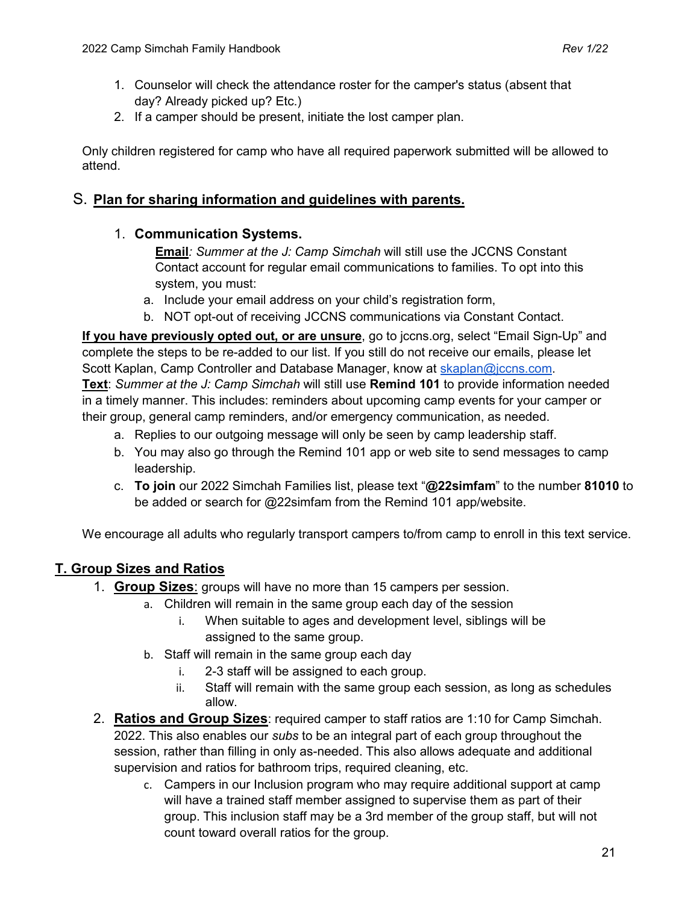1. Counselor will check the attendance roster for the camper's status (absent that day? Already picked up? Etc.)
2. If a camper should be present, initiate the lost camper plan.

Only children registered for camp who have all required paperwork submitted will be allowed to attend.

## S. Plan for sharing information and guidelines with parents.

1. **Communication Systems.**

   **Email**: *Summer at the J: Camp Simchah* will still use the JCCNS Constant Contact account for regular email communications to families. To opt into this system, you must:

   a. Include your email address on your child's registration form,
   b. NOT opt-out of receiving JCCNS communications via Constant Contact.

**If you have previously opted out, or are unsure**, go to jccns.org, select "Email Sign-Up" and complete the steps to be re-added to our list. If you still do not receive our emails, please let Scott Kaplan, Camp Controller and Database Manager, know at skaplan@jccns.com.

**Text**: *Summer at the J: Camp Simchah* will still use **Remind 101** to provide information needed in a timely manner. This includes: reminders about upcoming camp events for your camper or their group, general camp reminders, and/or emergency communication, as needed.

a. Replies to our outgoing message will only be seen by camp leadership staff.
b. You may also go through the Remind 101 app or web site to send messages to camp leadership.
c. **To join** our 2022 Simchah Families list, please text "**@22simfam**" to the number **81010** to be added or search for @22simfam from the Remind 101 app/website.

We encourage all adults who regularly transport campers to/from camp to enroll in this text service.

## T. Group Sizes and Ratios

1. **Group Sizes**: groups will have no more than 15 campers per session.
   a. Children will remain in the same group each day of the session
      i. When suitable to ages and development level, siblings will be assigned to the same group.
   b. Staff will remain in the same group each day
      i. 2-3 staff will be assigned to each group.
      ii. Staff will remain with the same group each session, as long as schedules allow.
2. **Ratios and Group Sizes**: required camper to staff ratios are 1:10 for Camp Simchah. 2022. This also enables our *subs* to be an integral part of each group throughout the session, rather than filling in only as-needed. This also allows adequate and additional supervision and ratios for bathroom trips, required cleaning, etc.
   c. Campers in our Inclusion program who may require additional support at camp will have a trained staff member assigned to supervise them as part of their group. This inclusion staff may be a 3rd member of the group staff, but will not count toward overall ratios for the group.